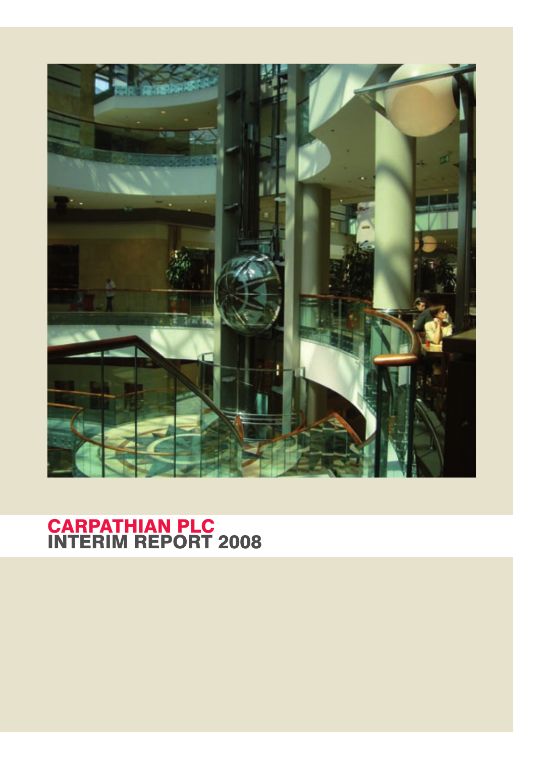# CARPATHIAN PLC
# INTERIM REPORT 2008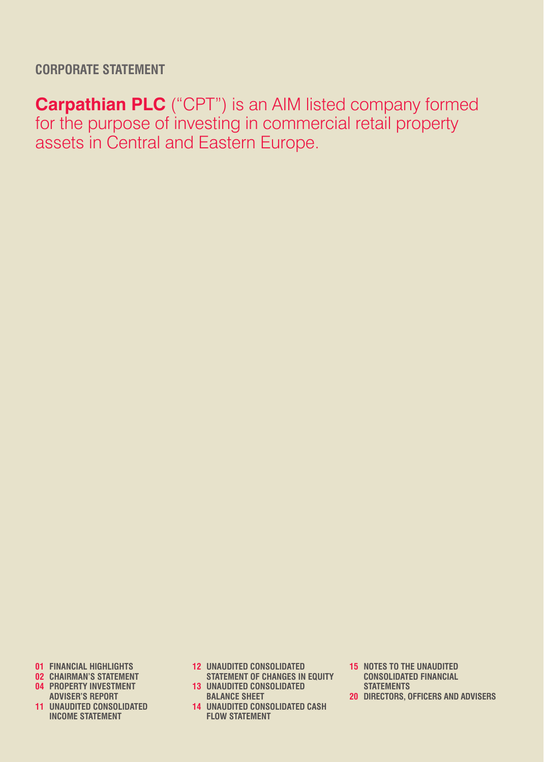## CORPORATE STATEMENT

**Carpathian PLC** ("CPT") is an AIM listed company formed for the purpose of investing in commercial retail property assets in Central and Eastern Europe.

- **01** FINANCIAL HIGHLIGHTS
- **02** CHAIRMAN'S STATEMENT
- **04** PROPERTY INVESTMENT ADVISER'S REPORT
- **11** UNAUDITED CONSOLIDATED INCOME STATEMENT
- **12** UNAUDITED CONSOLIDATED STATEMENT OF CHANGES IN EQUITY
- **13** UNAUDITED CONSOLIDATED BALANCE SHEET
- **14** UNAUDITED CONSOLIDATED CASH FLOW STATEMENT
- **15** NOTES TO THE UNAUDITED CONSOLIDATED FINANCIAL STATEMENTS
- **20** DIRECTORS, OFFICERS AND ADVISERS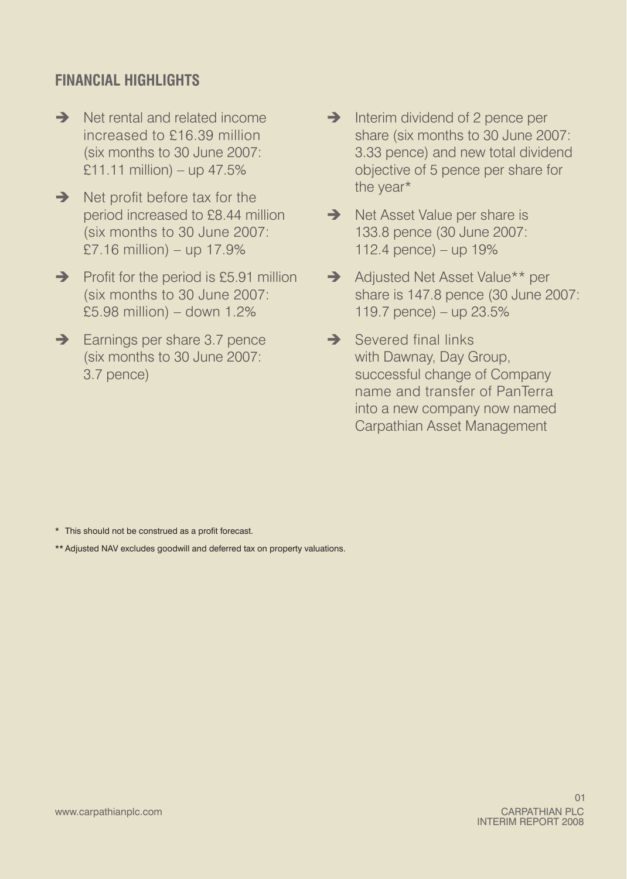## FINANCIAL HIGHLIGHTS

- Net rental and related income increased to £16.39 million (six months to 30 June 2007: £11.11 million) – up 47.5%
- Net profit before tax for the period increased to £8.44 million (six months to 30 June 2007: £7.16 million) – up 17.9%
- Profit for the period is £5.91 million (six months to 30 June 2007: £5.98 million) – down 1.2%
- Earnings per share 3.7 pence (six months to 30 June 2007: 3.7 pence)
- Interim dividend of 2 pence per share (six months to 30 June 2007: 3.33 pence) and new total dividend objective of 5 pence per share for the year*
- Net Asset Value per share is 133.8 pence (30 June 2007: 112.4 pence) – up 19%
- Adjusted Net Asset Value** per share is 147.8 pence (30 June 2007: 119.7 pence) – up 23.5%
- Severed final links with Dawnay, Day Group, successful change of Company name and transfer of PanTerra into a new company now named Carpathian Asset Management

\* This should not be construed as a profit forecast.

** Adjusted NAV excludes goodwill and deferred tax on property valuations.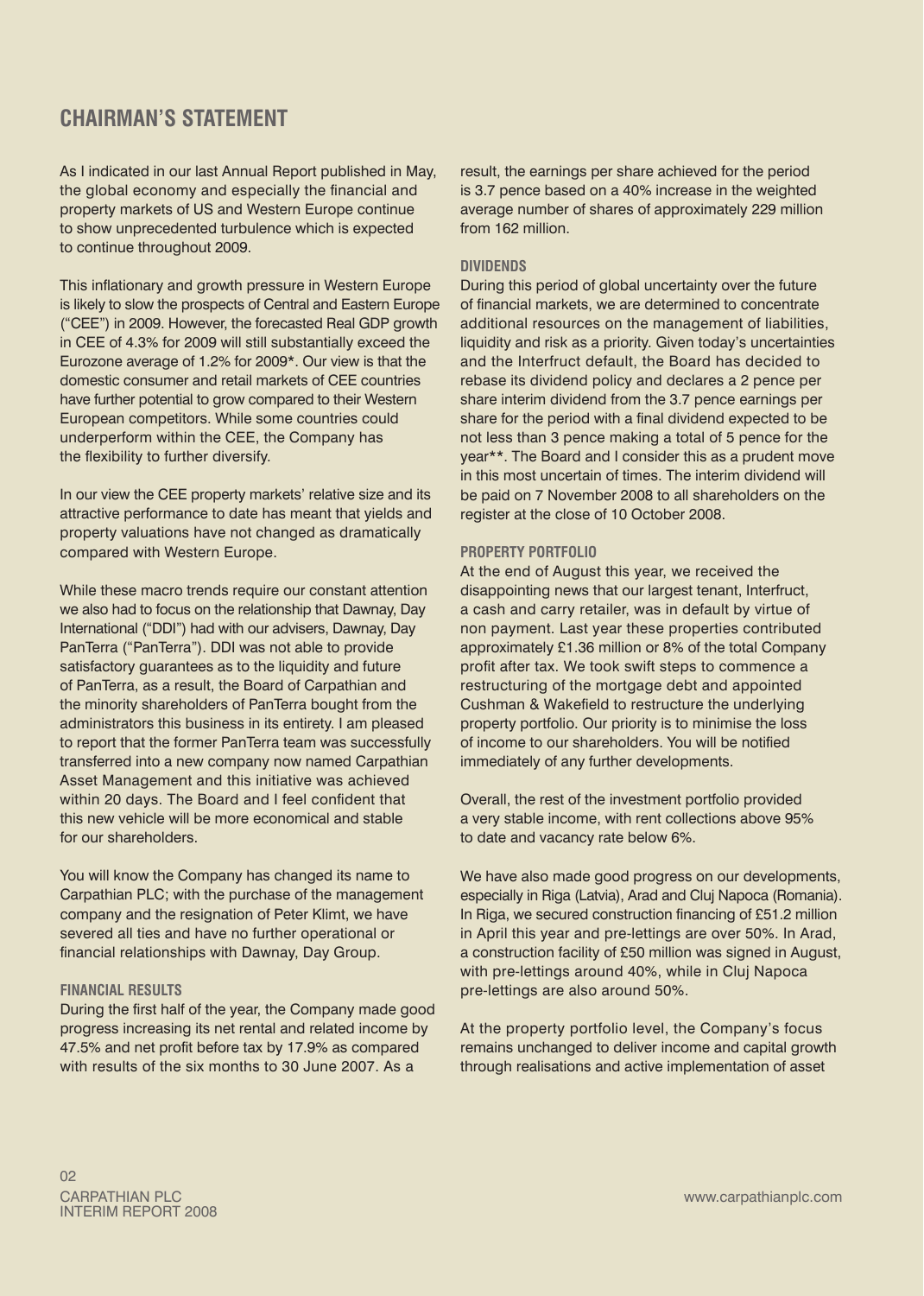## CHAIRMAN'S STATEMENT

As I indicated in our last Annual Report published in May, the global economy and especially the financial and property markets of US and Western Europe continue to show unprecedented turbulence which is expected to continue throughout 2009.

This inflationary and growth pressure in Western Europe is likely to slow the prospects of Central and Eastern Europe ("CEE") in 2009. However, the forecasted Real GDP growth in CEE of 4.3% for 2009 will still substantially exceed the Eurozone average of 1.2% for 2009*. Our view is that the domestic consumer and retail markets of CEE countries have further potential to grow compared to their Western European competitors. While some countries could underperform within the CEE, the Company has the flexibility to further diversify.

In our view the CEE property markets' relative size and its attractive performance to date has meant that yields and property valuations have not changed as dramatically compared with Western Europe.

While these macro trends require our constant attention we also had to focus on the relationship that Dawnay, Day International ("DDI") had with our advisers, Dawnay, Day PanTerra ("PanTerra"). DDI was not able to provide satisfactory guarantees as to the liquidity and future of PanTerra, as a result, the Board of Carpathian and the minority shareholders of PanTerra bought from the administrators this business in its entirety. I am pleased to report that the former PanTerra team was successfully transferred into a new company now named Carpathian Asset Management and this initiative was achieved within 20 days. The Board and I feel confident that this new vehicle will be more economical and stable for our shareholders.

You will know the Company has changed its name to Carpathian PLC; with the purchase of the management company and the resignation of Peter Klimt, we have severed all ties and have no further operational or financial relationships with Dawnay, Day Group.

### FINANCIAL RESULTS

During the first half of the year, the Company made good progress increasing its net rental and related income by 47.5% and net profit before tax by 17.9% as compared with results of the six months to 30 June 2007. As a result, the earnings per share achieved for the period is 3.7 pence based on a 40% increase in the weighted average number of shares of approximately 229 million from 162 million.

### DIVIDENDS

During this period of global uncertainty over the future of financial markets, we are determined to concentrate additional resources on the management of liabilities, liquidity and risk as a priority. Given today's uncertainties and the Interfruct default, the Board has decided to rebase its dividend policy and declares a 2 pence per share interim dividend from the 3.7 pence earnings per share for the period with a final dividend expected to be not less than 3 pence making a total of 5 pence for the year**. The Board and I consider this as a prudent move in this most uncertain of times. The interim dividend will be paid on 7 November 2008 to all shareholders on the register at the close of 10 October 2008.

### PROPERTY PORTFOLIO

At the end of August this year, we received the disappointing news that our largest tenant, Interfruct, a cash and carry retailer, was in default by virtue of non payment. Last year these properties contributed approximately £1.36 million or 8% of the total Company profit after tax. We took swift steps to commence a restructuring of the mortgage debt and appointed Cushman & Wakefield to restructure the underlying property portfolio. Our priority is to minimise the loss of income to our shareholders. You will be notified immediately of any further developments.

Overall, the rest of the investment portfolio provided a very stable income, with rent collections above 95% to date and vacancy rate below 6%.

We have also made good progress on our developments, especially in Riga (Latvia), Arad and Cluj Napoca (Romania). In Riga, we secured construction financing of £51.2 million in April this year and pre-lettings are over 50%. In Arad, a construction facility of £50 million was signed in August, with pre-lettings around 40%, while in Cluj Napoca pre-lettings are also around 50%.

At the property portfolio level, the Company's focus remains unchanged to deliver income and capital growth through realisations and active implementation of asset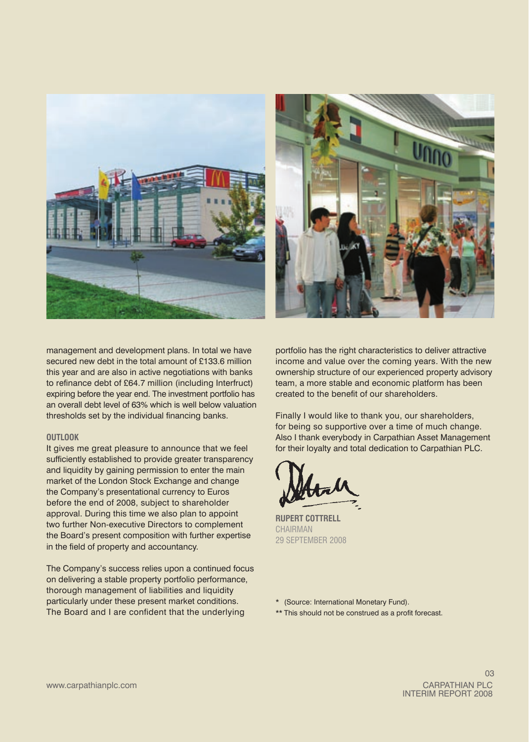management and development plans. In total we have secured new debt in the total amount of £133.6 million this year and are also in active negotiations with banks to refinance debt of £64.7 million (including Interfruct) expiring before the year end. The investment portfolio has an overall debt level of 63% which is well below valuation thresholds set by the individual financing banks.

## OUTLOOK

It gives me great pleasure to announce that we feel sufficiently established to provide greater transparency and liquidity by gaining permission to enter the main market of the London Stock Exchange and change the Company's presentational currency to Euros before the end of 2008, subject to shareholder approval. During this time we also plan to appoint two further Non-executive Directors to complement the Board's present composition with further expertise in the field of property and accountancy.

The Company's success relies upon a continued focus on delivering a stable property portfolio performance, thorough management of liabilities and liquidity particularly under these present market conditions. The Board and I are confident that the underlying portfolio has the right characteristics to deliver attractive income and value over the coming years. With the new ownership structure of our experienced property advisory team, a more stable and economic platform has been created to the benefit of our shareholders.

Finally I would like to thank you, our shareholders, for being so supportive over a time of much change. Also I thank everybody in Carpathian Asset Management for their loyalty and total dedication to Carpathian PLC.

**RUPERT COTTRELL**
CHAIRMAN
29 SEPTEMBER 2008

\* (Source: International Monetary Fund).

** This should not be construed as a profit forecast.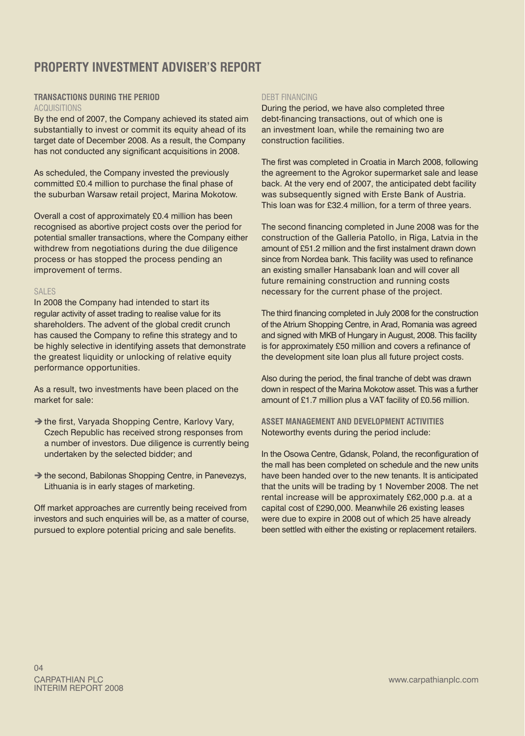# PROPERTY INVESTMENT ADVISER'S REPORT

## TRANSACTIONS DURING THE PERIOD

### ACQUISITIONS

By the end of 2007, the Company achieved its stated aim substantially to invest or commit its equity ahead of its target date of December 2008. As a result, the Company has not conducted any significant acquisitions in 2008.

As scheduled, the Company invested the previously committed £0.4 million to purchase the final phase of the suburban Warsaw retail project, Marina Mokotow.

Overall a cost of approximately £0.4 million has been recognised as abortive project costs over the period for potential smaller transactions, where the Company either withdrew from negotiations during the due diligence process or has stopped the process pending an improvement of terms.

### SALES

In 2008 the Company had intended to start its regular activity of asset trading to realise value for its shareholders. The advent of the global credit crunch has caused the Company to refine this strategy and to be highly selective in identifying assets that demonstrate the greatest liquidity or unlocking of relative equity performance opportunities.

As a result, two investments have been placed on the market for sale:

- the first, Varyada Shopping Centre, Karlovy Vary, Czech Republic has received strong responses from a number of investors. Due diligence is currently being undertaken by the selected bidder; and
- the second, Babilonas Shopping Centre, in Panevezys, Lithuania is in early stages of marketing.

Off market approaches are currently being received from investors and such enquiries will be, as a matter of course, pursued to explore potential pricing and sale benefits.

### DEBT FINANCING

During the period, we have also completed three debt-financing transactions, out of which one is an investment loan, while the remaining two are construction facilities.

The first was completed in Croatia in March 2008, following the agreement to the Agrokor supermarket sale and lease back. At the very end of 2007, the anticipated debt facility was subsequently signed with Erste Bank of Austria. This loan was for £32.4 million, for a term of three years.

The second financing completed in June 2008 was for the construction of the Galleria Patollo, in Riga, Latvia in the amount of £51.2 million and the first instalment drawn down since from Nordea bank. This facility was used to refinance an existing smaller Hansabank loan and will cover all future remaining construction and running costs necessary for the current phase of the project.

The third financing completed in July 2008 for the construction of the Atrium Shopping Centre, in Arad, Romania was agreed and signed with MKB of Hungary in August, 2008. This facility is for approximately £50 million and covers a refinance of the development site loan plus all future project costs.

Also during the period, the final tranche of debt was drawn down in respect of the Marina Mokotow asset. This was a further amount of £1.7 million plus a VAT facility of £0.56 million.

## ASSET MANAGEMENT AND DEVELOPMENT ACTIVITIES

Noteworthy events during the period include:

In the Osowa Centre, Gdansk, Poland, the reconfiguration of the mall has been completed on schedule and the new units have been handed over to the new tenants. It is anticipated that the units will be trading by 1 November 2008. The net rental increase will be approximately £62,000 p.a. at a capital cost of £290,000. Meanwhile 26 existing leases were due to expire in 2008 out of which 25 have already been settled with either the existing or replacement retailers.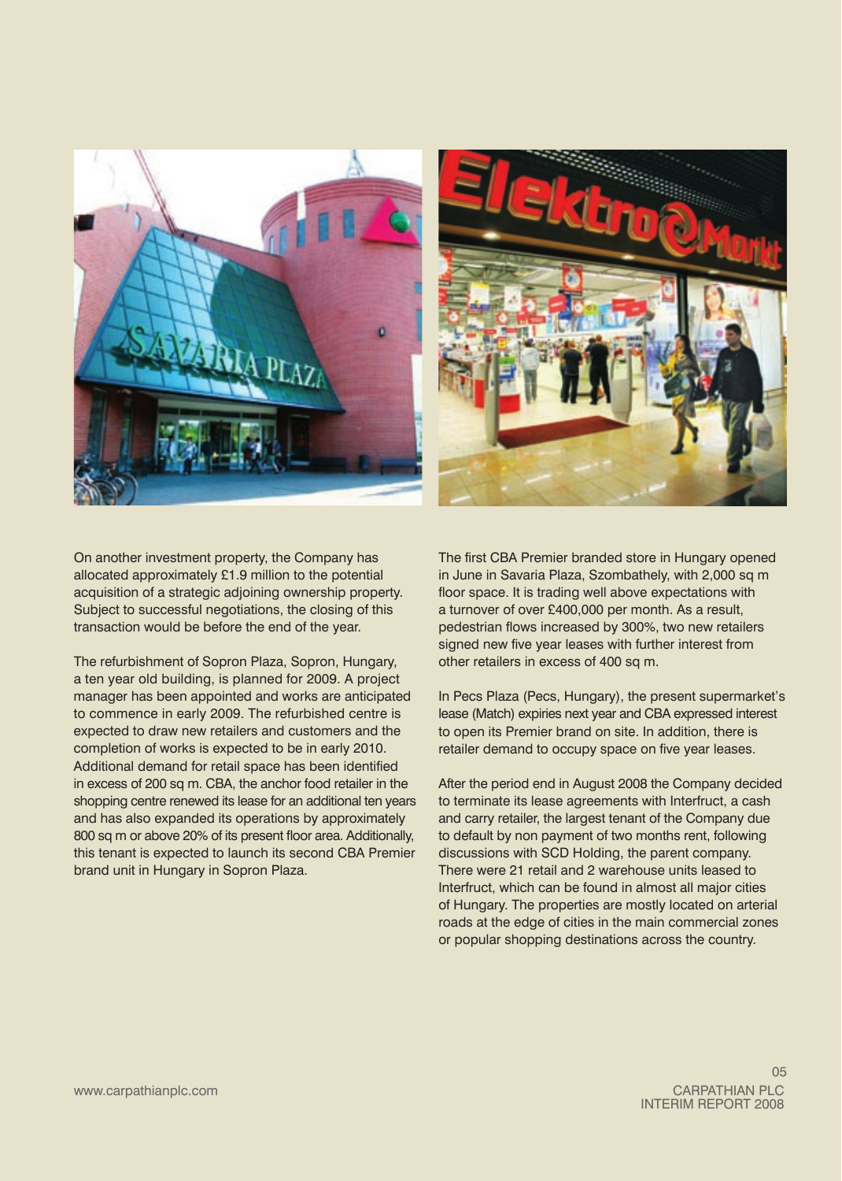On another investment property, the Company has allocated approximately £1.9 million to the potential acquisition of a strategic adjoining ownership property. Subject to successful negotiations, the closing of this transaction would be before the end of the year.

The refurbishment of Sopron Plaza, Sopron, Hungary, a ten year old building, is planned for 2009. A project manager has been appointed and works are anticipated to commence in early 2009. The refurbished centre is expected to draw new retailers and customers and the completion of works is expected to be in early 2010. Additional demand for retail space has been identified in excess of 200 sq m. CBA, the anchor food retailer in the shopping centre renewed its lease for an additional ten years and has also expanded its operations by approximately 800 sq m or above 20% of its present floor area. Additionally, this tenant is expected to launch its second CBA Premier brand unit in Hungary in Sopron Plaza.

The first CBA Premier branded store in Hungary opened in June in Savaria Plaza, Szombathely, with 2,000 sq m floor space. It is trading well above expectations with a turnover of over £400,000 per month. As a result, pedestrian flows increased by 300%, two new retailers signed new five year leases with further interest from other retailers in excess of 400 sq m.

In Pecs Plaza (Pecs, Hungary), the present supermarket's lease (Match) expiries next year and CBA expressed interest to open its Premier brand on site. In addition, there is retailer demand to occupy space on five year leases.

After the period end in August 2008 the Company decided to terminate its lease agreements with Interfruct, a cash and carry retailer, the largest tenant of the Company due to default by non payment of two months rent, following discussions with SCD Holding, the parent company. There were 21 retail and 2 warehouse units leased to Interfruct, which can be found in almost all major cities of Hungary. The properties are mostly located on arterial roads at the edge of cities in the main commercial zones or popular shopping destinations across the country.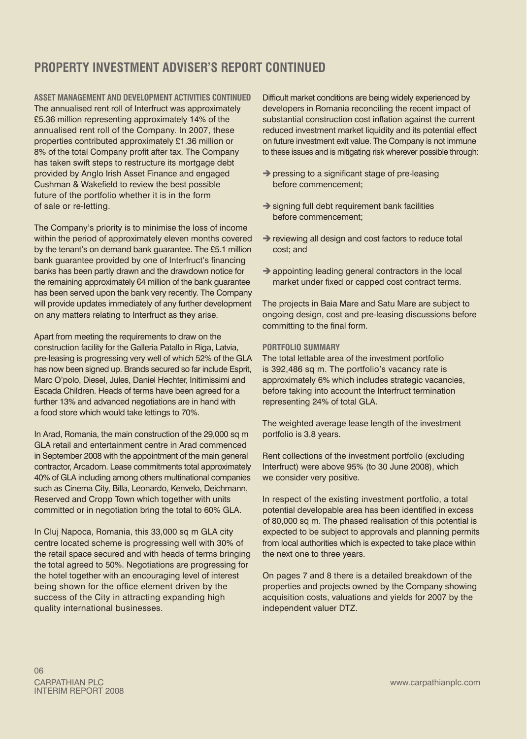# PROPERTY INVESTMENT ADVISER'S REPORT CONTINUED

### ASSET MANAGEMENT AND DEVELOPMENT ACTIVITIES CONTINUED

The annualised rent roll of Interfruct was approximately £5.36 million representing approximately 14% of the annualised rent roll of the Company. In 2007, these properties contributed approximately £1.36 million or 8% of the total Company profit after tax. The Company has taken swift steps to restructure its mortgage debt provided by Anglo Irish Asset Finance and engaged Cushman & Wakefield to review the best possible future of the portfolio whether it is in the form of sale or re-letting.

The Company's priority is to minimise the loss of income within the period of approximately eleven months covered by the tenant's on demand bank guarantee. The £5.1 million bank guarantee provided by one of Interfruct's financing banks has been partly drawn and the drawdown notice for the remaining approximately €4 million of the bank guarantee has been served upon the bank very recently. The Company will provide updates immediately of any further development on any matters relating to Interfruct as they arise.

Apart from meeting the requirements to draw on the construction facility for the Galleria Patallo in Riga, Latvia, pre-leasing is progressing very well of which 52% of the GLA has now been signed up. Brands secured so far include Esprit, Marc O'polo, Diesel, Jules, Daniel Hechter, Initimissimi and Escada Children. Heads of terms have been agreed for a further 13% and advanced negotiations are in hand with a food store which would take lettings to 70%.

In Arad, Romania, the main construction of the 29,000 sq m GLA retail and entertainment centre in Arad commenced in September 2008 with the appointment of the main general contractor, Arcadom. Lease commitments total approximately 40% of GLA including among others multinational companies such as Cinema City, Billa, Leonardo, Kenvelo, Deichmann, Reserved and Cropp Town which together with units committed or in negotiation bring the total to 60% GLA.

In Cluj Napoca, Romania, this 33,000 sq m GLA city centre located scheme is progressing well with 30% of the retail space secured and with heads of terms bringing the total agreed to 50%. Negotiations are progressing for the hotel together with an encouraging level of interest being shown for the office element driven by the success of the City in attracting expanding high quality international businesses.

Difficult market conditions are being widely experienced by developers in Romania reconciling the recent impact of substantial construction cost inflation against the current reduced investment market liquidity and its potential effect on future investment exit value. The Company is not immune to these issues and is mitigating risk wherever possible through:

- ➔ pressing to a significant stage of pre-leasing before commencement;
- ➔ signing full debt requirement bank facilities before commencement;
- ➔ reviewing all design and cost factors to reduce total cost; and
- ➔ appointing leading general contractors in the local market under fixed or capped cost contract terms.

The projects in Baia Mare and Satu Mare are subject to ongoing design, cost and pre-leasing discussions before committing to the final form.

### PORTFOLIO SUMMARY

The total lettable area of the investment portfolio is 392,486 sq m. The portfolio's vacancy rate is approximately 6% which includes strategic vacancies, before taking into account the Interfruct termination representing 24% of total GLA.

The weighted average lease length of the investment portfolio is 3.8 years.

Rent collections of the investment portfolio (excluding Interfruct) were above 95% (to 30 June 2008), which we consider very positive.

In respect of the existing investment portfolio, a total potential developable area has been identified in excess of 80,000 sq m. The phased realisation of this potential is expected to be subject to approvals and planning permits from local authorities which is expected to take place within the next one to three years.

On pages 7 and 8 there is a detailed breakdown of the properties and projects owned by the Company showing acquisition costs, valuations and yields for 2007 by the independent valuer DTZ.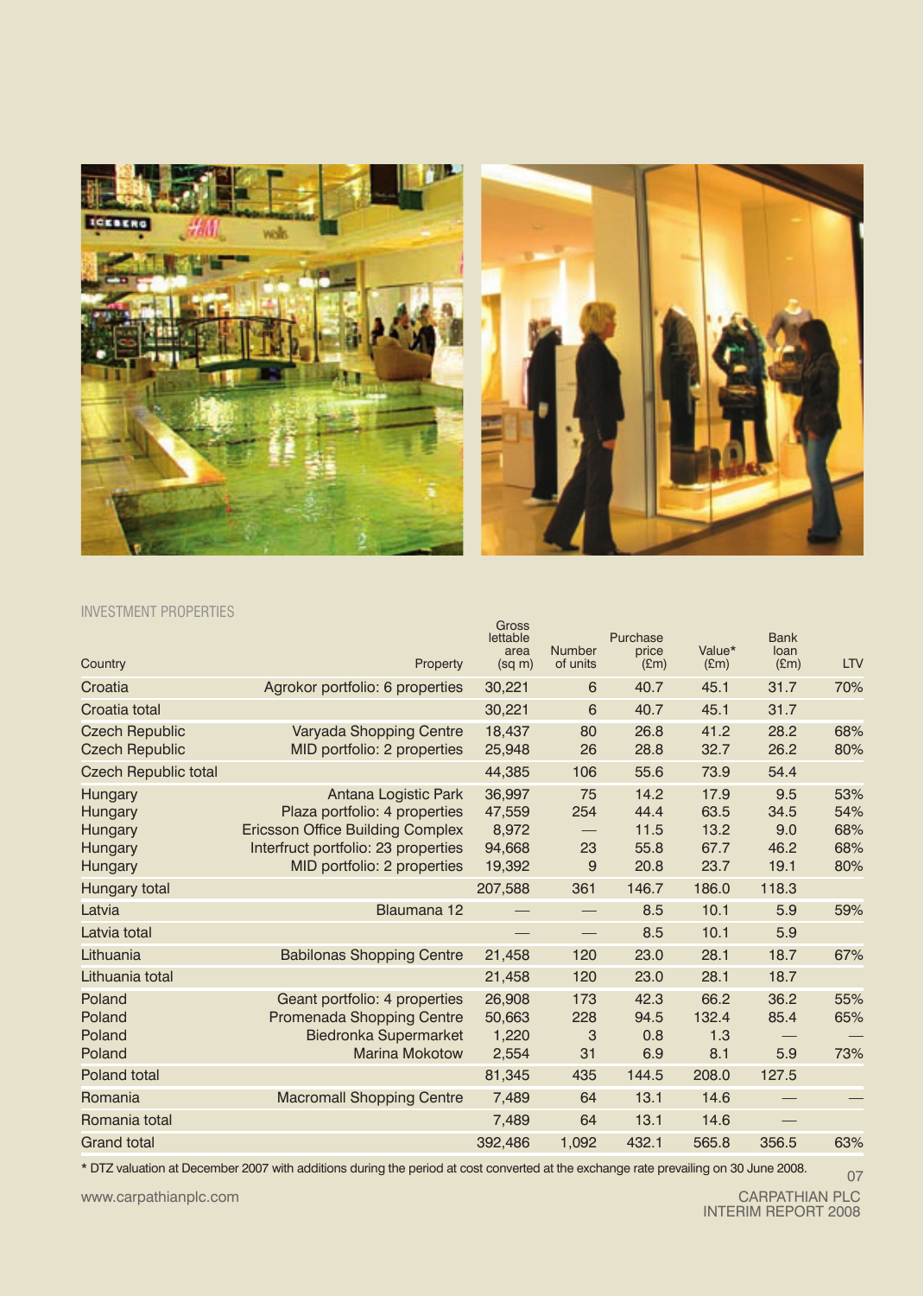INVESTMENT PROPERTIES

| Country | Property | Gross lettable area (sq m) | Number of units | Purchase price (£m) | Value* (£m) | Bank loan (£m) | LTV |
|---|---|---|---|---|---|---|---|
| Croatia | Agrokor portfolio: 6 properties | 30,221 | 6 | 40.7 | 45.1 | 31.7 | 70% |
| Croatia total | | 30,221 | 6 | 40.7 | 45.1 | 31.7 | |
| Czech Republic | Varyada Shopping Centre | 18,437 | 80 | 26.8 | 41.2 | 28.2 | 68% |
| Czech Republic | MID portfolio: 2 properties | 25,948 | 26 | 28.8 | 32.7 | 26.2 | 80% |
| Czech Republic total | | 44,385 | 106 | 55.6 | 73.9 | 54.4 | |
| Hungary | Antana Logistic Park | 36,997 | 75 | 14.2 | 17.9 | 9.5 | 53% |
| Hungary | Plaza portfolio: 4 properties | 47,559 | 254 | 44.4 | 63.5 | 34.5 | 54% |
| Hungary | Ericsson Office Building Complex | 8,972 | — | 11.5 | 13.2 | 9.0 | 68% |
| Hungary | Interfruct portfolio: 23 properties | 94,668 | 23 | 55.8 | 67.7 | 46.2 | 68% |
| Hungary | MID portfolio: 2 properties | 19,392 | 9 | 20.8 | 23.7 | 19.1 | 80% |
| Hungary total | | 207,588 | 361 | 146.7 | 186.0 | 118.3 | |
| Latvia | Blaumana 12 | — | — | 8.5 | 10.1 | 5.9 | 59% |
| Latvia total | | — | — | 8.5 | 10.1 | 5.9 | |
| Lithuania | Babilonas Shopping Centre | 21,458 | 120 | 23.0 | 28.1 | 18.7 | 67% |
| Lithuania total | | 21,458 | 120 | 23.0 | 28.1 | 18.7 | |
| Poland | Geant portfolio: 4 properties | 26,908 | 173 | 42.3 | 66.2 | 36.2 | 55% |
| Poland | Promenada Shopping Centre | 50,663 | 228 | 94.5 | 132.4 | 85.4 | 65% |
| Poland | Biedronka Supermarket | 1,220 | 3 | 0.8 | 1.3 | — | — |
| Poland | Marina Mokotow | 2,554 | 31 | 6.9 | 8.1 | 5.9 | 73% |
| Poland total | | 81,345 | 435 | 144.5 | 208.0 | 127.5 | |
| Romania | Macromall Shopping Centre | 7,489 | 64 | 13.1 | 14.6 | — | — |
| Romania total | | 7,489 | 64 | 13.1 | 14.6 | — | |
| Grand total | | 392,486 | 1,092 | 432.1 | 565.8 | 356.5 | 63% |

* DTZ valuation at December 2007 with additions during the period at cost converted at the exchange rate prevailing on 30 June 2008.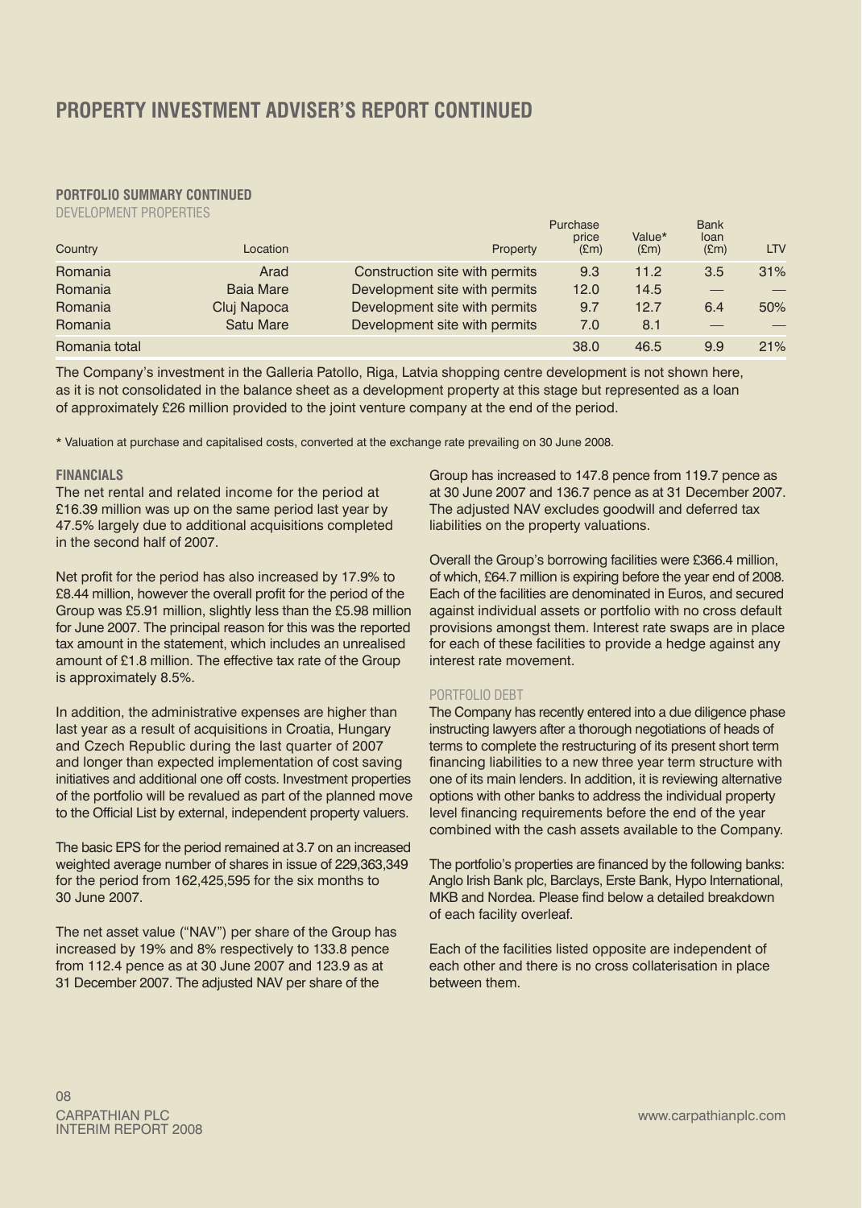# PROPERTY INVESTMENT ADVISER'S REPORT CONTINUED

## PORTFOLIO SUMMARY CONTINUED

DEVELOPMENT PROPERTIES

| Country | Location | Property | Purchase price (£m) | Value* (£m) | Bank loan (£m) | LTV |
|---|---|---|---|---|---|---|
| Romania | Arad | Construction site with permits | 9.3 | 11.2 | 3.5 | 31% |
| Romania | Baia Mare | Development site with permits | 12.0 | 14.5 | — | — |
| Romania | Cluj Napoca | Development site with permits | 9.7 | 12.7 | 6.4 | 50% |
| Romania | Satu Mare | Development site with permits | 7.0 | 8.1 | — | — |
| Romania total | | | 38.0 | 46.5 | 9.9 | 21% |

The Company's investment in the Galleria Patollo, Riga, Latvia shopping centre development is not shown here, as it is not consolidated in the balance sheet as a development property at this stage but represented as a loan of approximately £26 million provided to the joint venture company at the end of the period.

* Valuation at purchase and capitalised costs, converted at the exchange rate prevailing on 30 June 2008.

### FINANCIALS

The net rental and related income for the period at £16.39 million was up on the same period last year by 47.5% largely due to additional acquisitions completed in the second half of 2007.

Net profit for the period has also increased by 17.9% to £8.44 million, however the overall profit for the period of the Group was £5.91 million, slightly less than the £5.98 million for June 2007. The principal reason for this was the reported tax amount in the statement, which includes an unrealised amount of £1.8 million. The effective tax rate of the Group is approximately 8.5%.

In addition, the administrative expenses are higher than last year as a result of acquisitions in Croatia, Hungary and Czech Republic during the last quarter of 2007 and longer than expected implementation of cost saving initiatives and additional one off costs. Investment properties of the portfolio will be revalued as part of the planned move to the Official List by external, independent property valuers.

The basic EPS for the period remained at 3.7 on an increased weighted average number of shares in issue of 229,363,349 for the period from 162,425,595 for the six months to 30 June 2007.

The net asset value ("NAV") per share of the Group has increased by 19% and 8% respectively to 133.8 pence from 112.4 pence as at 30 June 2007 and 123.9 as at 31 December 2007. The adjusted NAV per share of the Group has increased to 147.8 pence from 119.7 pence as at 30 June 2007 and 136.7 pence as at 31 December 2007. The adjusted NAV excludes goodwill and deferred tax liabilities on the property valuations.

Overall the Group's borrowing facilities were £366.4 million, of which, £64.7 million is expiring before the year end of 2008. Each of the facilities are denominated in Euros, and secured against individual assets or portfolio with no cross default provisions amongst them. Interest rate swaps are in place for each of these facilities to provide a hedge against any interest rate movement.

### PORTFOLIO DEBT

The Company has recently entered into a due diligence phase instructing lawyers after a thorough negotiations of heads of terms to complete the restructuring of its present short term financing liabilities to a new three year term structure with one of its main lenders. In addition, it is reviewing alternative options with other banks to address the individual property level financing requirements before the end of the year combined with the cash assets available to the Company.

The portfolio's properties are financed by the following banks: Anglo Irish Bank plc, Barclays, Erste Bank, Hypo International, MKB and Nordea. Please find below a detailed breakdown of each facility overleaf.

Each of the facilities listed opposite are independent of each other and there is no cross collaterisation in place between them.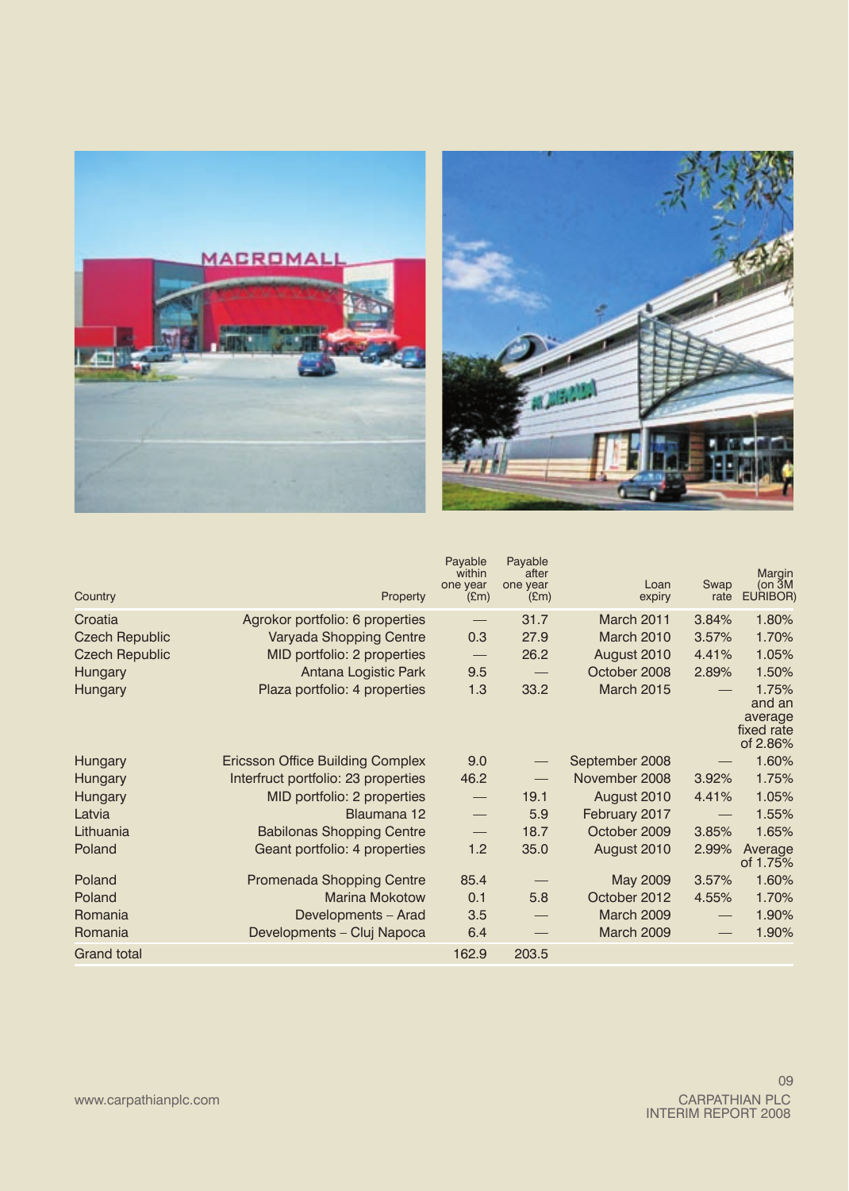| Country | Property | Payable within one year (£m) | Payable after one year (£m) | Loan expiry | Swap rate | Margin (on 3M EURIBOR) |
|---|---|---|---|---|---|---|
| Croatia | Agrokor portfolio: 6 properties | — | 31.7 | March 2011 | 3.84% | 1.80% |
| Czech Republic | Varyada Shopping Centre | 0.3 | 27.9 | March 2010 | 3.57% | 1.70% |
| Czech Republic | MID portfolio: 2 properties | — | 26.2 | August 2010 | 4.41% | 1.05% |
| Hungary | Antana Logistic Park | 9.5 | — | October 2008 | 2.89% | 1.50% |
| Hungary | Plaza portfolio: 4 properties | 1.3 | 33.2 | March 2015 | — | 1.75% and an average fixed rate of 2.86% |
| Hungary | Ericsson Office Building Complex | 9.0 | — | September 2008 | — | 1.60% |
| Hungary | Interfruct portfolio: 23 properties | 46.2 | — | November 2008 | 3.92% | 1.75% |
| Hungary | MID portfolio: 2 properties | — | 19.1 | August 2010 | 4.41% | 1.05% |
| Latvia | Blaumana 12 | — | 5.9 | February 2017 | — | 1.55% |
| Lithuania | Babilonas Shopping Centre | — | 18.7 | October 2009 | 3.85% | 1.65% |
| Poland | Geant portfolio: 4 properties | 1.2 | 35.0 | August 2010 | 2.99% | Average of 1.75% |
| Poland | Promenada Shopping Centre | 85.4 | — | May 2009 | 3.57% | 1.60% |
| Poland | Marina Mokotow | 0.1 | 5.8 | October 2012 | 4.55% | 1.70% |
| Romania | Developments – Arad | 3.5 | — | March 2009 | — | 1.90% |
| Romania | Developments – Cluj Napoca | 6.4 | — | March 2009 | — | 1.90% |
| Grand total | | 162.9 | 203.5 | | | |

www.carpathianplc.com

CARPATHIAN PLC
INTERIM REPORT 2008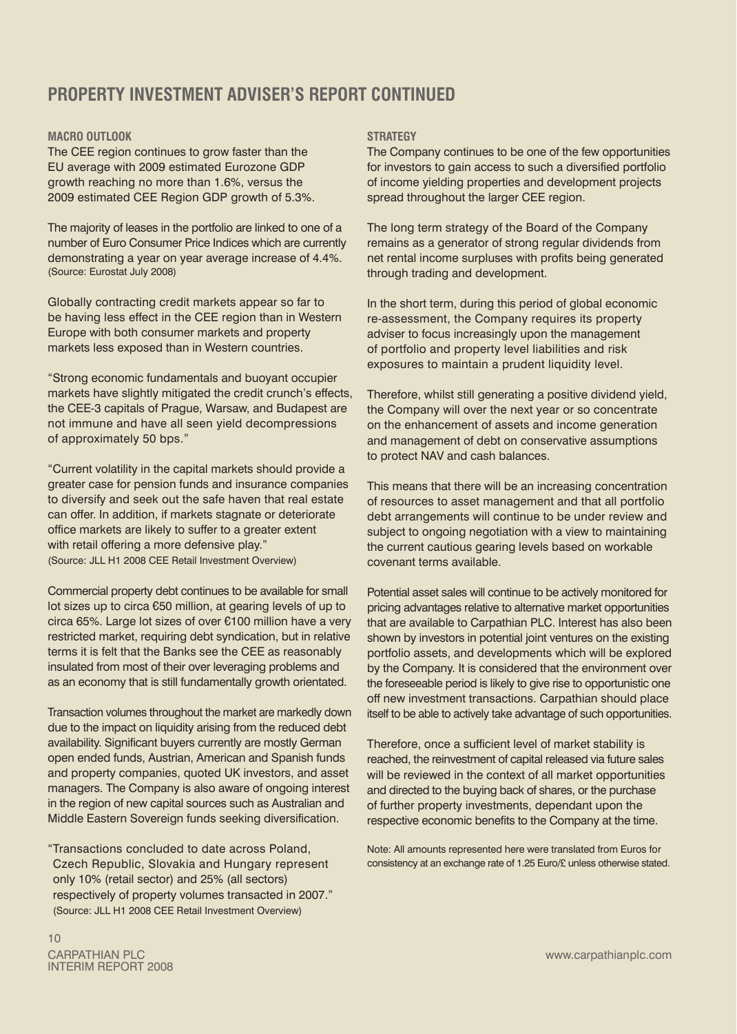## PROPERTY INVESTMENT ADVISER'S REPORT CONTINUED

### MACRO OUTLOOK

The CEE region continues to grow faster than the EU average with 2009 estimated Eurozone GDP growth reaching no more than 1.6%, versus the 2009 estimated CEE Region GDP growth of 5.3%.

The majority of leases in the portfolio are linked to one of a number of Euro Consumer Price Indices which are currently demonstrating a year on year average increase of 4.4%. (Source: Eurostat July 2008)

Globally contracting credit markets appear so far to be having less effect in the CEE region than in Western Europe with both consumer markets and property markets less exposed than in Western countries.

"Strong economic fundamentals and buoyant occupier markets have slightly mitigated the credit crunch's effects, the CEE-3 capitals of Prague, Warsaw, and Budapest are not immune and have all seen yield decompressions of approximately 50 bps."

"Current volatility in the capital markets should provide a greater case for pension funds and insurance companies to diversify and seek out the safe haven that real estate can offer. In addition, if markets stagnate or deteriorate office markets are likely to suffer to a greater extent with retail offering a more defensive play."
(Source: JLL H1 2008 CEE Retail Investment Overview)

Commercial property debt continues to be available for small lot sizes up to circa €50 million, at gearing levels of up to circa 65%. Large lot sizes of over €100 million have a very restricted market, requiring debt syndication, but in relative terms it is felt that the Banks see the CEE as reasonably insulated from most of their over leveraging problems and as an economy that is still fundamentally growth orientated.

Transaction volumes throughout the market are markedly down due to the impact on liquidity arising from the reduced debt availability. Significant buyers currently are mostly German open ended funds, Austrian, American and Spanish funds and property companies, quoted UK investors, and asset managers. The Company is also aware of ongoing interest in the region of new capital sources such as Australian and Middle Eastern Sovereign funds seeking diversification.

"Transactions concluded to date across Poland, Czech Republic, Slovakia and Hungary represent only 10% (retail sector) and 25% (all sectors) respectively of property volumes transacted in 2007."
(Source: JLL H1 2008 CEE Retail Investment Overview)

### STRATEGY

The Company continues to be one of the few opportunities for investors to gain access to such a diversified portfolio of income yielding properties and development projects spread throughout the larger CEE region.

The long term strategy of the Board of the Company remains as a generator of strong regular dividends from net rental income surpluses with profits being generated through trading and development.

In the short term, during this period of global economic re-assessment, the Company requires its property adviser to focus increasingly upon the management of portfolio and property level liabilities and risk exposures to maintain a prudent liquidity level.

Therefore, whilst still generating a positive dividend yield, the Company will over the next year or so concentrate on the enhancement of assets and income generation and management of debt on conservative assumptions to protect NAV and cash balances.

This means that there will be an increasing concentration of resources to asset management and that all portfolio debt arrangements will continue to be under review and subject to ongoing negotiation with a view to maintaining the current cautious gearing levels based on workable covenant terms available.

Potential asset sales will continue to be actively monitored for pricing advantages relative to alternative market opportunities that are available to Carpathian PLC. Interest has also been shown by investors in potential joint ventures on the existing portfolio assets, and developments which will be explored by the Company. It is considered that the environment over the foreseeable period is likely to give rise to opportunistic one off new investment transactions. Carpathian should place itself to be able to actively take advantage of such opportunities.

Therefore, once a sufficient level of market stability is reached, the reinvestment of capital released via future sales will be reviewed in the context of all market opportunities and directed to the buying back of shares, or the purchase of further property investments, dependant upon the respective economic benefits to the Company at the time.

Note: All amounts represented here were translated from Euros for consistency at an exchange rate of 1.25 Euro/£ unless otherwise stated.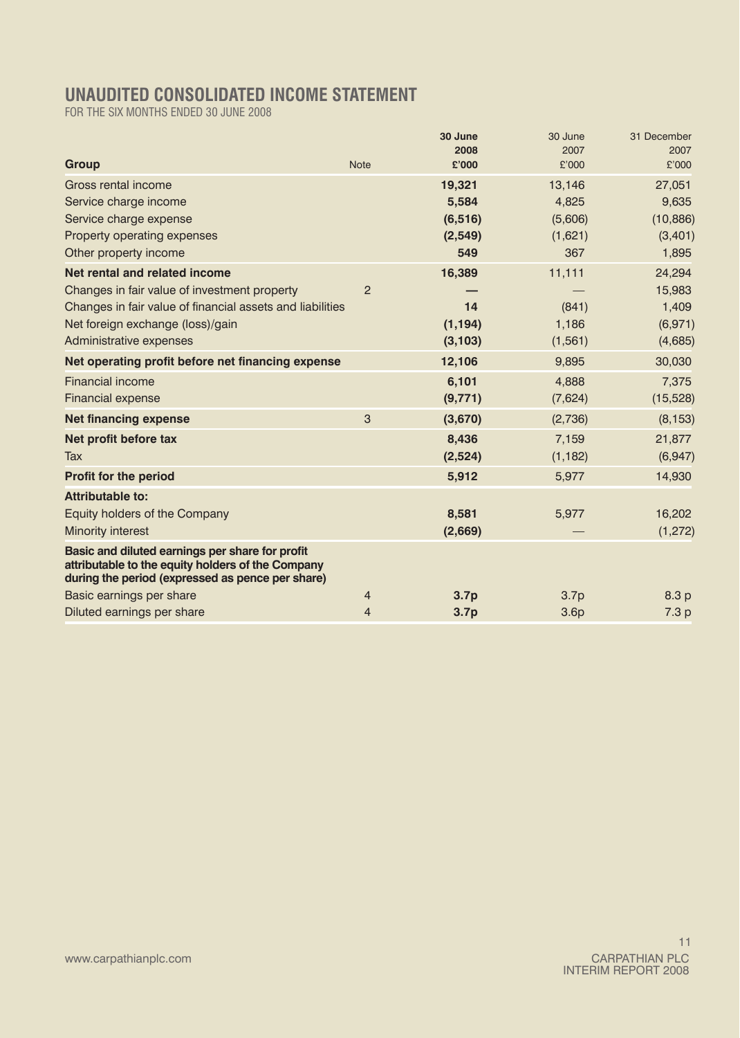# UNAUDITED CONSOLIDATED INCOME STATEMENT

FOR THE SIX MONTHS ENDED 30 JUNE 2008

| Group | Note | **30 June 2008 £'000** | 30 June 2007 £'000 | 31 December 2007 £'000 |
|---|---|---|---|---|
| Gross rental income | | **19,321** | 13,146 | 27,051 |
| Service charge income | | **5,584** | 4,825 | 9,635 |
| Service charge expense | | **(6,516)** | (5,606) | (10,886) |
| Property operating expenses | | **(2,549)** | (1,621) | (3,401) |
| Other property income | | **549** | 367 | 1,895 |
| **Net rental and related income** | | **16,389** | 11,111 | 24,294 |
| Changes in fair value of investment property | 2 | **—** | — | 15,983 |
| Changes in fair value of financial assets and liabilities | | **14** | (841) | 1,409 |
| Net foreign exchange (loss)/gain | | **(1,194)** | 1,186 | (6,971) |
| Administrative expenses | | **(3,103)** | (1,561) | (4,685) |
| **Net operating profit before net financing expense** | | **12,106** | 9,895 | 30,030 |
| Financial income | | **6,101** | 4,888 | 7,375 |
| Financial expense | | **(9,771)** | (7,624) | (15,528) |
| **Net financing expense** | 3 | **(3,670)** | (2,736) | (8,153) |
| **Net profit before tax** | | **8,436** | 7,159 | 21,877 |
| Tax | | **(2,524)** | (1,182) | (6,947) |
| **Profit for the period** | | **5,912** | 5,977 | 14,930 |
| **Attributable to:** | | | | |
| Equity holders of the Company | | **8,581** | 5,977 | 16,202 |
| Minority interest | | **(2,669)** | — | (1,272) |
| **Basic and diluted earnings per share for profit attributable to the equity holders of the Company during the period (expressed as pence per share)** | | | | |
| Basic earnings per share | 4 | **3.7p** | 3.7p | 8.3 p |
| Diluted earnings per share | 4 | **3.7p** | 3.6p | 7.3 p |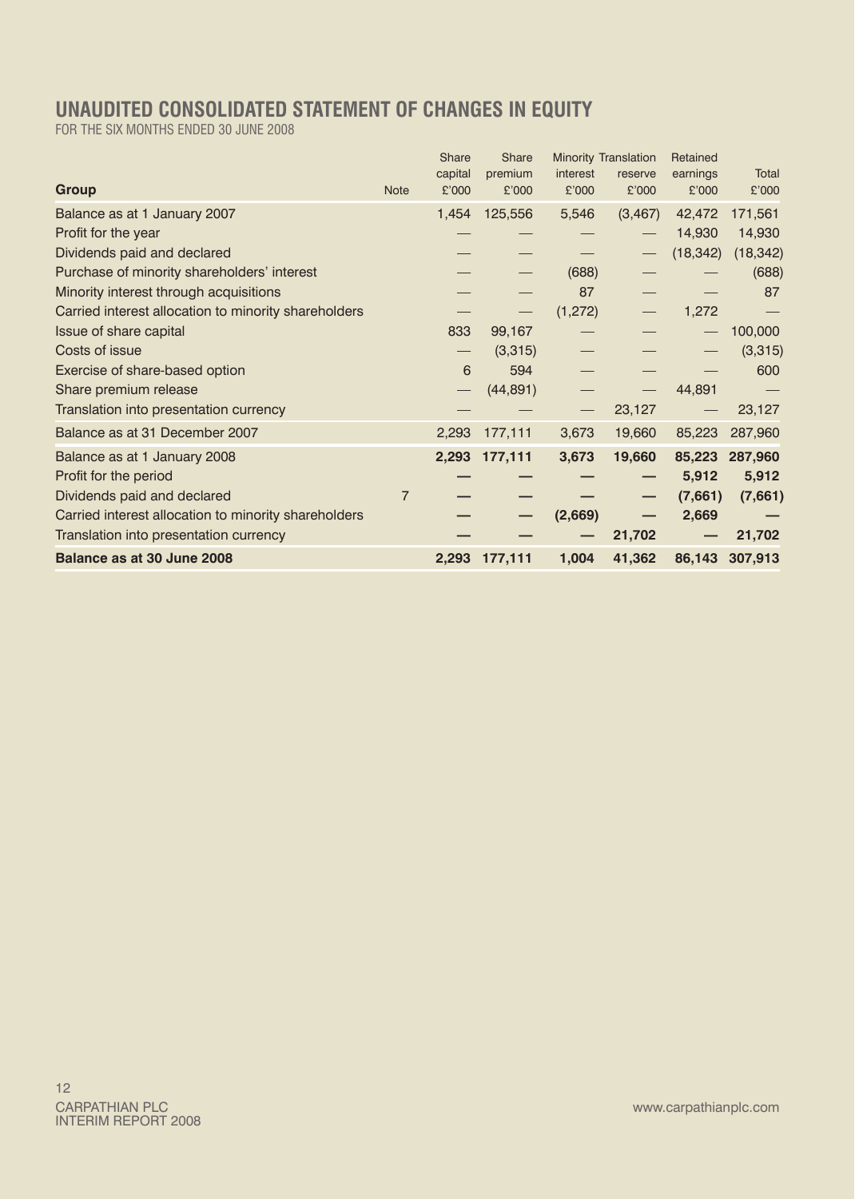## UNAUDITED CONSOLIDATED STATEMENT OF CHANGES IN EQUITY

FOR THE SIX MONTHS ENDED 30 JUNE 2008

| Group | Note | Share capital £'000 | Share premium £'000 | Minority interest £'000 | Translation reserve £'000 | Retained earnings £'000 | Total £'000 |
|---|---|---|---|---|---|---|---|
| Balance as at 1 January 2007 | | 1,454 | 125,556 | 5,546 | (3,467) | 42,472 | 171,561 |
| Profit for the year | | — | — | — | — | 14,930 | 14,930 |
| Dividends paid and declared | | — | — | — | — | (18,342) | (18,342) |
| Purchase of minority shareholders' interest | | — | — | (688) | — | — | (688) |
| Minority interest through acquisitions | | — | — | 87 | — | — | 87 |
| Carried interest allocation to minority shareholders | | — | — | (1,272) | — | 1,272 | — |
| Issue of share capital | | 833 | 99,167 | — | — | — | 100,000 |
| Costs of issue | | — | (3,315) | — | — | — | (3,315) |
| Exercise of share-based option | | 6 | 594 | — | — | — | 600 |
| Share premium release | | — | (44,891) | — | — | 44,891 | — |
| Translation into presentation currency | | — | — | — | 23,127 | — | 23,127 |
| Balance as at 31 December 2007 | | 2,293 | 177,111 | 3,673 | 19,660 | 85,223 | 287,960 |
| **Balance as at 1 January 2008** | | **2,293** | **177,111** | **3,673** | **19,660** | **85,223** | **287,960** |
| Profit for the period | | **—** | **—** | **—** | **—** | **5,912** | **5,912** |
| Dividends paid and declared | 7 | **—** | **—** | **—** | **—** | **(7,661)** | **(7,661)** |
| Carried interest allocation to minority shareholders | | **—** | **—** | **(2,669)** | **—** | **2,669** | **—** |
| Translation into presentation currency | | **—** | **—** | **—** | **21,702** | **—** | **21,702** |
| **Balance as at 30 June 2008** | | **2,293** | **177,111** | **1,004** | **41,362** | **86,143** | **307,913** |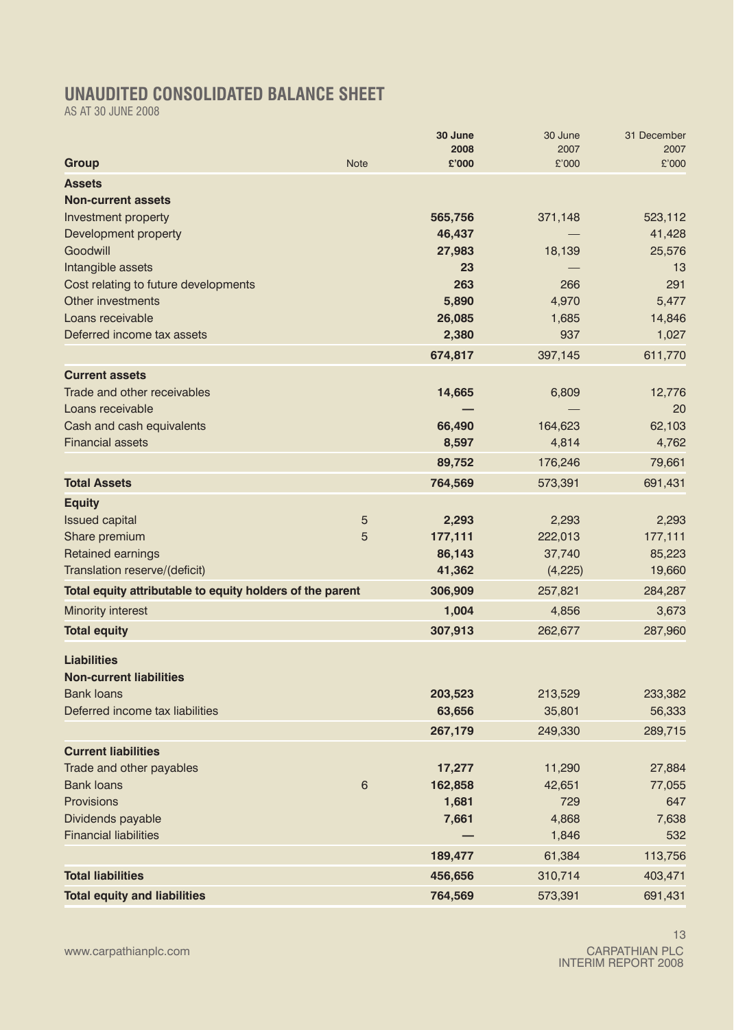# UNAUDITED CONSOLIDATED BALANCE SHEET

AS AT 30 JUNE 2008

| Group | Note | 30 June 2008 £'000 | 30 June 2007 £'000 | 31 December 2007 £'000 |
|---|---|---|---|---|
| **Assets** | | | | |
| **Non-current assets** | | | | |
| Investment property | | **565,756** | 371,148 | 523,112 |
| Development property | | **46,437** | — | 41,428 |
| Goodwill | | **27,983** | 18,139 | 25,576 |
| Intangible assets | | **23** | — | 13 |
| Cost relating to future developments | | **263** | 266 | 291 |
| Other investments | | **5,890** | 4,970 | 5,477 |
| Loans receivable | | **26,085** | 1,685 | 14,846 |
| Deferred income tax assets | | **2,380** | 937 | 1,027 |
| | | **674,817** | 397,145 | 611,770 |
| **Current assets** | | | | |
| Trade and other receivables | | **14,665** | 6,809 | 12,776 |
| Loans receivable | | **—** | — | 20 |
| Cash and cash equivalents | | **66,490** | 164,623 | 62,103 |
| Financial assets | | **8,597** | 4,814 | 4,762 |
| | | **89,752** | 176,246 | 79,661 |
| **Total Assets** | | **764,569** | 573,391 | 691,431 |
| **Equity** | | | | |
| Issued capital | 5 | **2,293** | 2,293 | 2,293 |
| Share premium | 5 | **177,111** | 222,013 | 177,111 |
| Retained earnings | | **86,143** | 37,740 | 85,223 |
| Translation reserve/(deficit) | | **41,362** | (4,225) | 19,660 |
| **Total equity attributable to equity holders of the parent** | | **306,909** | 257,821 | 284,287 |
| Minority interest | | **1,004** | 4,856 | 3,673 |
| **Total equity** | | **307,913** | 262,677 | 287,960 |
| **Liabilities** | | | | |
| **Non-current liabilities** | | | | |
| Bank loans | | **203,523** | 213,529 | 233,382 |
| Deferred income tax liabilities | | **63,656** | 35,801 | 56,333 |
| | | **267,179** | 249,330 | 289,715 |
| **Current liabilities** | | | | |
| Trade and other payables | | **17,277** | 11,290 | 27,884 |
| Bank loans | 6 | **162,858** | 42,651 | 77,055 |
| Provisions | | **1,681** | 729 | 647 |
| Dividends payable | | **7,661** | 4,868 | 7,638 |
| Financial liabilities | | **—** | 1,846 | 532 |
| | | **189,477** | 61,384 | 113,756 |
| **Total liabilities** | | **456,656** | 310,714 | 403,471 |
| **Total equity and liabilities** | | **764,569** | 573,391 | 691,431 |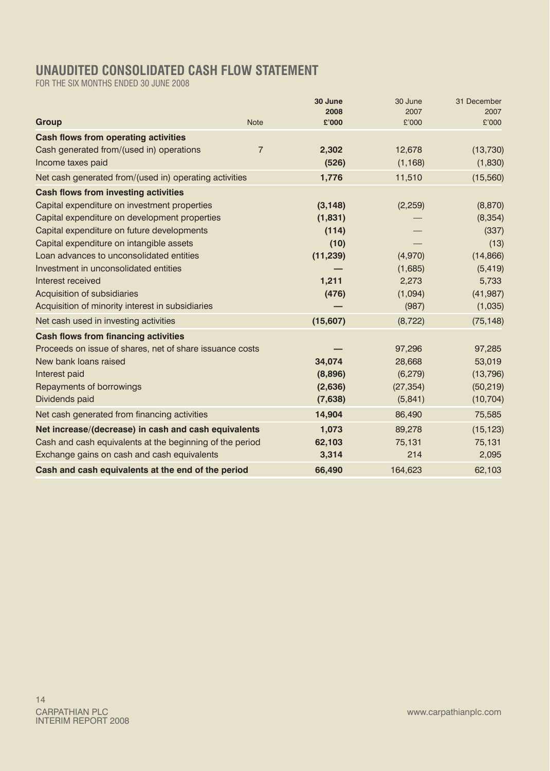# UNAUDITED CONSOLIDATED CASH FLOW STATEMENT

FOR THE SIX MONTHS ENDED 30 JUNE 2008

| Group | Note | **30 June 2008 £'000** | 30 June 2007 £'000 | 31 December 2007 £'000 |
|---|---|---|---|---|
| **Cash flows from operating activities** | | | | |
| Cash generated from/(used in) operations | 7 | **2,302** | 12,678 | (13,730) |
| Income taxes paid | | **(526)** | (1,168) | (1,830) |
| Net cash generated from/(used in) operating activities | | **1,776** | 11,510 | (15,560) |
| **Cash flows from investing activities** | | | | |
| Capital expenditure on investment properties | | **(3,148)** | (2,259) | (8,870) |
| Capital expenditure on development properties | | **(1,831)** | — | (8,354) |
| Capital expenditure on future developments | | **(114)** | — | (337) |
| Capital expenditure on intangible assets | | **(10)** | — | (13) |
| Loan advances to unconsolidated entities | | **(11,239)** | (4,970) | (14,866) |
| Investment in unconsolidated entities | | **—** | (1,685) | (5,419) |
| Interest received | | **1,211** | 2,273 | 5,733 |
| Acquisition of subsidiaries | | **(476)** | (1,094) | (41,987) |
| Acquisition of minority interest in subsidiaries | | **—** | (987) | (1,035) |
| Net cash used in investing activities | | **(15,607)** | (8,722) | (75,148) |
| **Cash flows from financing activities** | | | | |
| Proceeds on issue of shares, net of share issuance costs | | **—** | 97,296 | 97,285 |
| New bank loans raised | | **34,074** | 28,668 | 53,019 |
| Interest paid | | **(8,896)** | (6,279) | (13,796) |
| Repayments of borrowings | | **(2,636)** | (27,354) | (50,219) |
| Dividends paid | | **(7,638)** | (5,841) | (10,704) |
| Net cash generated from financing activities | | **14,904** | 86,490 | 75,585 |
| **Net increase/(decrease) in cash and cash equivalents** | | **1,073** | 89,278 | (15,123) |
| Cash and cash equivalents at the beginning of the period | | **62,103** | 75,131 | 75,131 |
| Exchange gains on cash and cash equivalents | | **3,314** | 214 | 2,095 |
| **Cash and cash equivalents at the end of the period** | | **66,490** | 164,623 | 62,103 |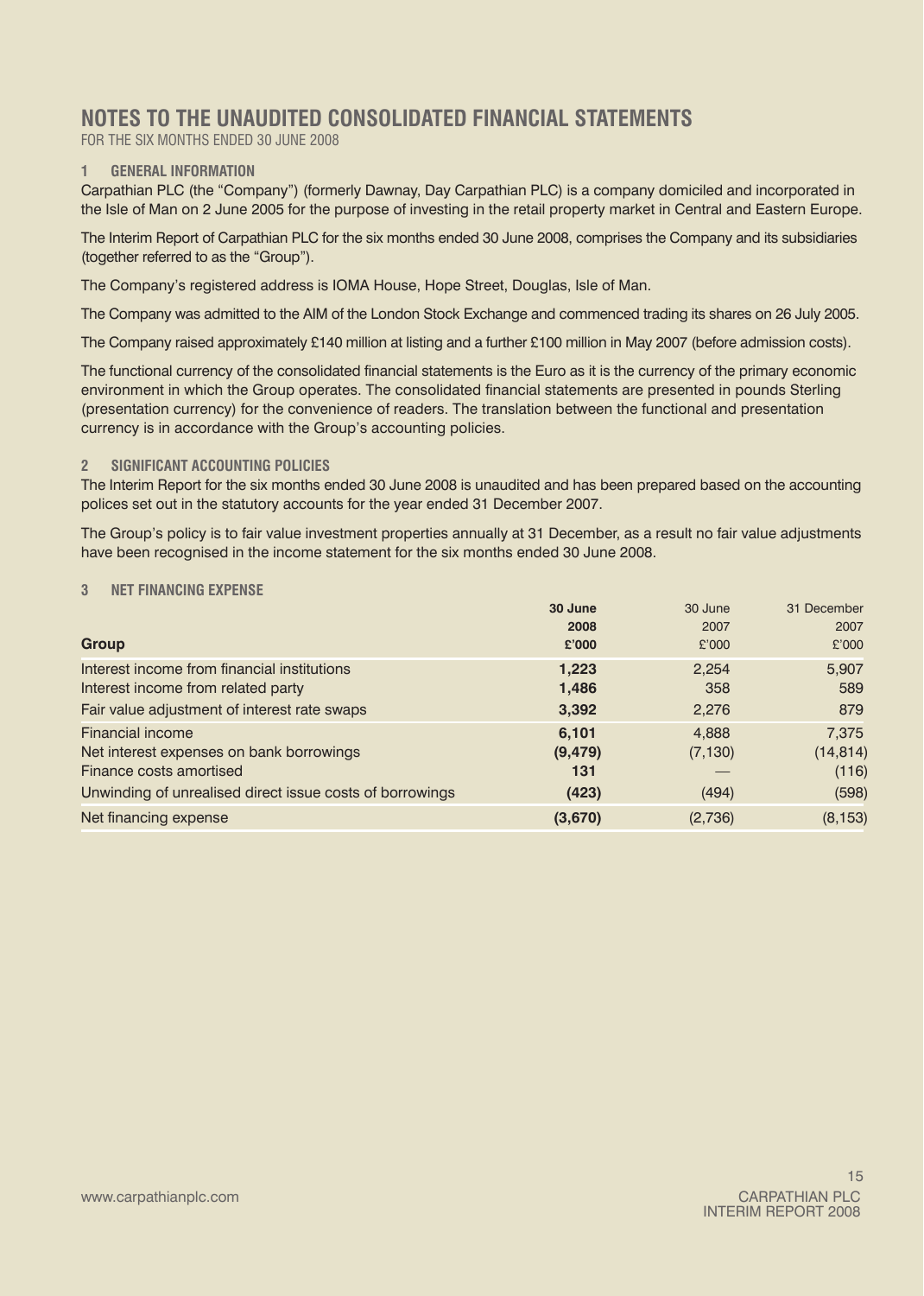# NOTES TO THE UNAUDITED CONSOLIDATED FINANCIAL STATEMENTS

FOR THE SIX MONTHS ENDED 30 JUNE 2008

## 1 GENERAL INFORMATION

Carpathian PLC (the "Company") (formerly Dawnay, Day Carpathian PLC) is a company domiciled and incorporated in the Isle of Man on 2 June 2005 for the purpose of investing in the retail property market in Central and Eastern Europe.

The Interim Report of Carpathian PLC for the six months ended 30 June 2008, comprises the Company and its subsidiaries (together referred to as the "Group").

The Company's registered address is IOMA House, Hope Street, Douglas, Isle of Man.

The Company was admitted to the AIM of the London Stock Exchange and commenced trading its shares on 26 July 2005.

The Company raised approximately £140 million at listing and a further £100 million in May 2007 (before admission costs).

The functional currency of the consolidated financial statements is the Euro as it is the currency of the primary economic environment in which the Group operates. The consolidated financial statements are presented in pounds Sterling (presentation currency) for the convenience of readers. The translation between the functional and presentation currency is in accordance with the Group's accounting policies.

## 2 SIGNIFICANT ACCOUNTING POLICIES

The Interim Report for the six months ended 30 June 2008 is unaudited and has been prepared based on the accounting polices set out in the statutory accounts for the year ended 31 December 2007.

The Group's policy is to fair value investment properties annually at 31 December, as a result no fair value adjustments have been recognised in the income statement for the six months ended 30 June 2008.

## 3 NET FINANCING EXPENSE

| Group | **30 June 2008 £'000** | 30 June 2007 £'000 | 31 December 2007 £'000 |
|---|---|---|---|
| Interest income from financial institutions | **1,223** | 2,254 | 5,907 |
| Interest income from related party | **1,486** | 358 | 589 |
| Fair value adjustment of interest rate swaps | **3,392** | 2,276 | 879 |
| Financial income | **6,101** | 4,888 | 7,375 |
| Net interest expenses on bank borrowings | **(9,479)** | (7,130) | (14,814) |
| Finance costs amortised | **131** | — | (116) |
| Unwinding of unrealised direct issue costs of borrowings | **(423)** | (494) | (598) |
| Net financing expense | **(3,670)** | (2,736) | (8,153) |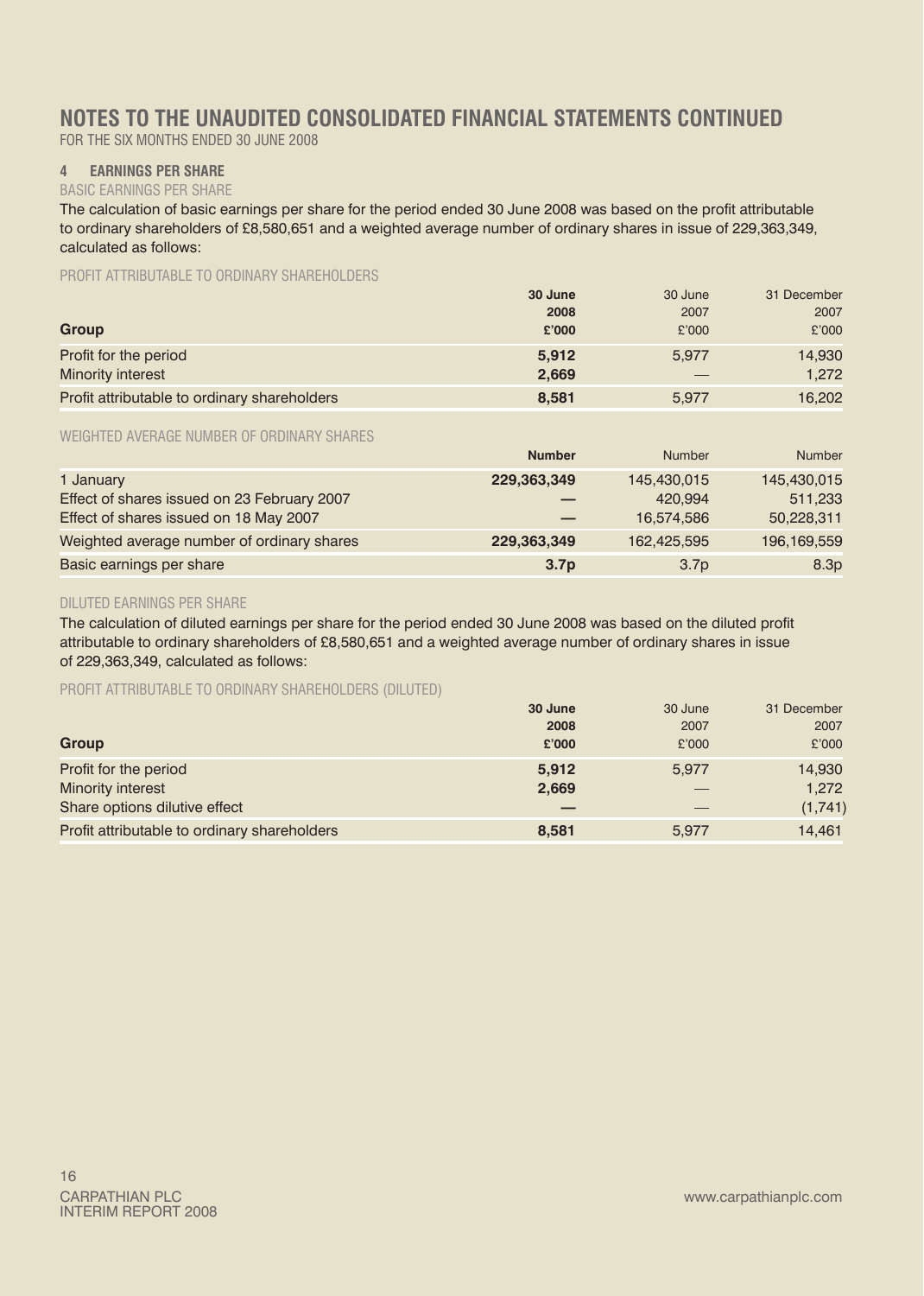# NOTES TO THE UNAUDITED CONSOLIDATED FINANCIAL STATEMENTS CONTINUED

FOR THE SIX MONTHS ENDED 30 JUNE 2008

## 4 EARNINGS PER SHARE

### BASIC EARNINGS PER SHARE

The calculation of basic earnings per share for the period ended 30 June 2008 was based on the profit attributable to ordinary shareholders of £8,580,651 and a weighted average number of ordinary shares in issue of 229,363,349, calculated as follows:

PROFIT ATTRIBUTABLE TO ORDINARY SHAREHOLDERS

| Group | **30 June 2008 £'000** | 30 June 2007 £'000 | 31 December 2007 £'000 |
|---|---|---|---|
| Profit for the period | **5,912** | 5,977 | 14,930 |
| Minority interest | **2,669** | — | 1,272 |
| Profit attributable to ordinary shareholders | **8,581** | 5,977 | 16,202 |

WEIGHTED AVERAGE NUMBER OF ORDINARY SHARES

| | **Number** | Number | Number |
|---|---|---|---|
| 1 January | **229,363,349** | 145,430,015 | 145,430,015 |
| Effect of shares issued on 23 February 2007 | **—** | 420,994 | 511,233 |
| Effect of shares issued on 18 May 2007 | **—** | 16,574,586 | 50,228,311 |
| Weighted average number of ordinary shares | **229,363,349** | 162,425,595 | 196,169,559 |
| Basic earnings per share | **3.7p** | 3.7p | 8.3p |

### DILUTED EARNINGS PER SHARE

The calculation of diluted earnings per share for the period ended 30 June 2008 was based on the diluted profit attributable to ordinary shareholders of £8,580,651 and a weighted average number of ordinary shares in issue of 229,363,349, calculated as follows:

PROFIT ATTRIBUTABLE TO ORDINARY SHAREHOLDERS (DILUTED)

| Group | **30 June 2008 £'000** | 30 June 2007 £'000 | 31 December 2007 £'000 |
|---|---|---|---|
| Profit for the period | **5,912** | 5,977 | 14,930 |
| Minority interest | **2,669** | — | 1,272 |
| Share options dilutive effect | **—** | — | (1,741) |
| Profit attributable to ordinary shareholders | **8,581** | 5,977 | 14,461 |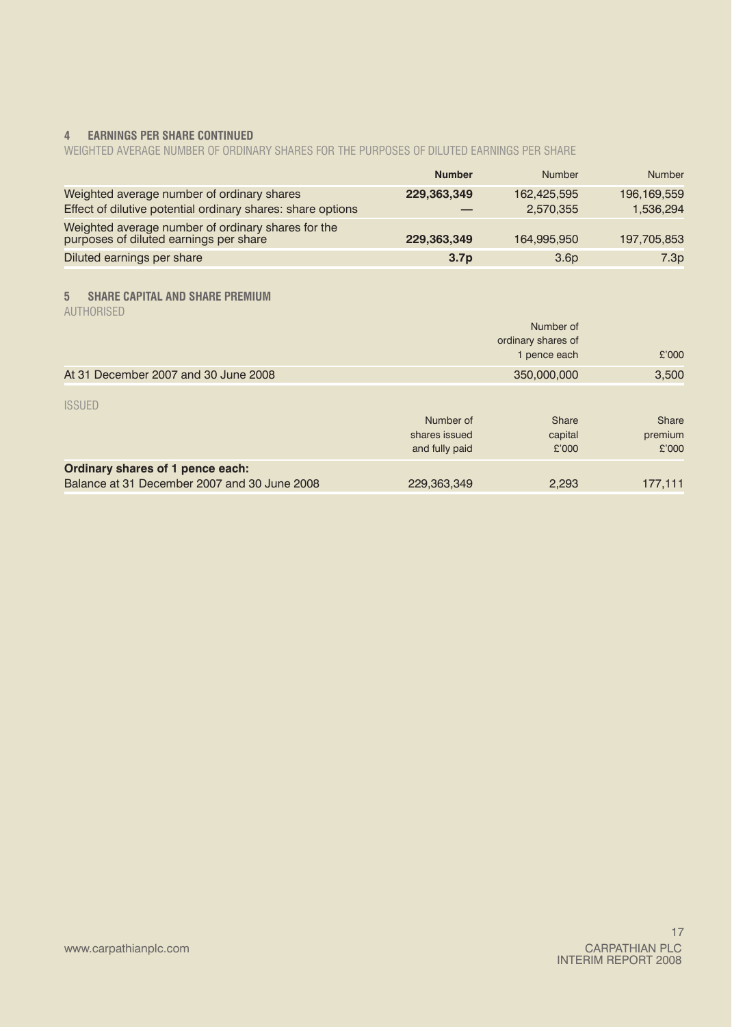## 4 EARNINGS PER SHARE CONTINUED

WEIGHTED AVERAGE NUMBER OF ORDINARY SHARES FOR THE PURPOSES OF DILUTED EARNINGS PER SHARE

| | **Number** | Number | Number |
|---|---|---|---|
| Weighted average number of ordinary shares | **229,363,349** | 162,425,595 | 196,169,559 |
| Effect of dilutive potential ordinary shares: share options | **—** | 2,570,355 | 1,536,294 |
| Weighted average number of ordinary shares for the purposes of diluted earnings per share | **229,363,349** | 164,995,950 | 197,705,853 |
| Diluted earnings per share | **3.7p** | 3.6p | 7.3p |

## 5 SHARE CAPITAL AND SHARE PREMIUM

AUTHORISED

| | Number of ordinary shares of 1 pence each | £'000 |
|---|---|---|
| At 31 December 2007 and 30 June 2008 | 350,000,000 | 3,500 |

ISSUED

| | Number of shares issued and fully paid | Share capital £'000 | Share premium £'000 |
|---|---|---|---|
| **Ordinary shares of 1 pence each:** | | | |
| Balance at 31 December 2007 and 30 June 2008 | 229,363,349 | 2,293 | 177,111 |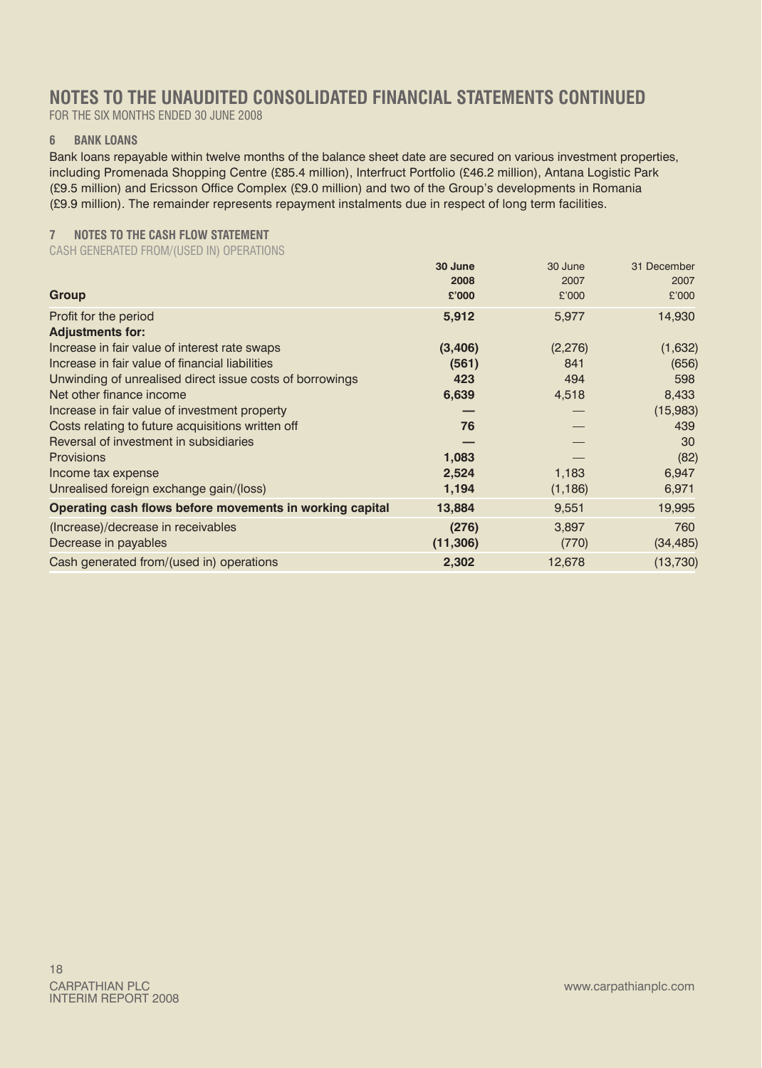# NOTES TO THE UNAUDITED CONSOLIDATED FINANCIAL STATEMENTS CONTINUED

FOR THE SIX MONTHS ENDED 30 JUNE 2008

## 6 BANK LOANS

Bank loans repayable within twelve months of the balance sheet date are secured on various investment properties, including Promenada Shopping Centre (£85.4 million), Interfruct Portfolio (£46.2 million), Antana Logistic Park (£9.5 million) and Ericsson Office Complex (£9.0 million) and two of the Group's developments in Romania (£9.9 million). The remainder represents repayment instalments due in respect of long term facilities.

## 7 NOTES TO THE CASH FLOW STATEMENT

CASH GENERATED FROM/(USED IN) OPERATIONS

| Group | **30 June 2008 £'000** | 30 June 2007 £'000 | 31 December 2007 £'000 |
|---|---|---|---|
| Profit for the period | **5,912** | 5,977 | 14,930 |
| **Adjustments for:** | | | |
| Increase in fair value of interest rate swaps | **(3,406)** | (2,276) | (1,632) |
| Increase in fair value of financial liabilities | **(561)** | 841 | (656) |
| Unwinding of unrealised direct issue costs of borrowings | **423** | 494 | 598 |
| Net other finance income | **6,639** | 4,518 | 8,433 |
| Increase in fair value of investment property | **—** | — | (15,983) |
| Costs relating to future acquisitions written off | **76** | — | 439 |
| Reversal of investment in subsidiaries | **—** | — | 30 |
| Provisions | **1,083** | — | (82) |
| Income tax expense | **2,524** | 1,183 | 6,947 |
| Unrealised foreign exchange gain/(loss) | **1,194** | (1,186) | 6,971 |
| **Operating cash flows before movements in working capital** | **13,884** | 9,551 | 19,995 |
| (Increase)/decrease in receivables | **(276)** | 3,897 | 760 |
| Decrease in payables | **(11,306)** | (770) | (34,485) |
| Cash generated from/(used in) operations | **2,302** | 12,678 | (13,730) |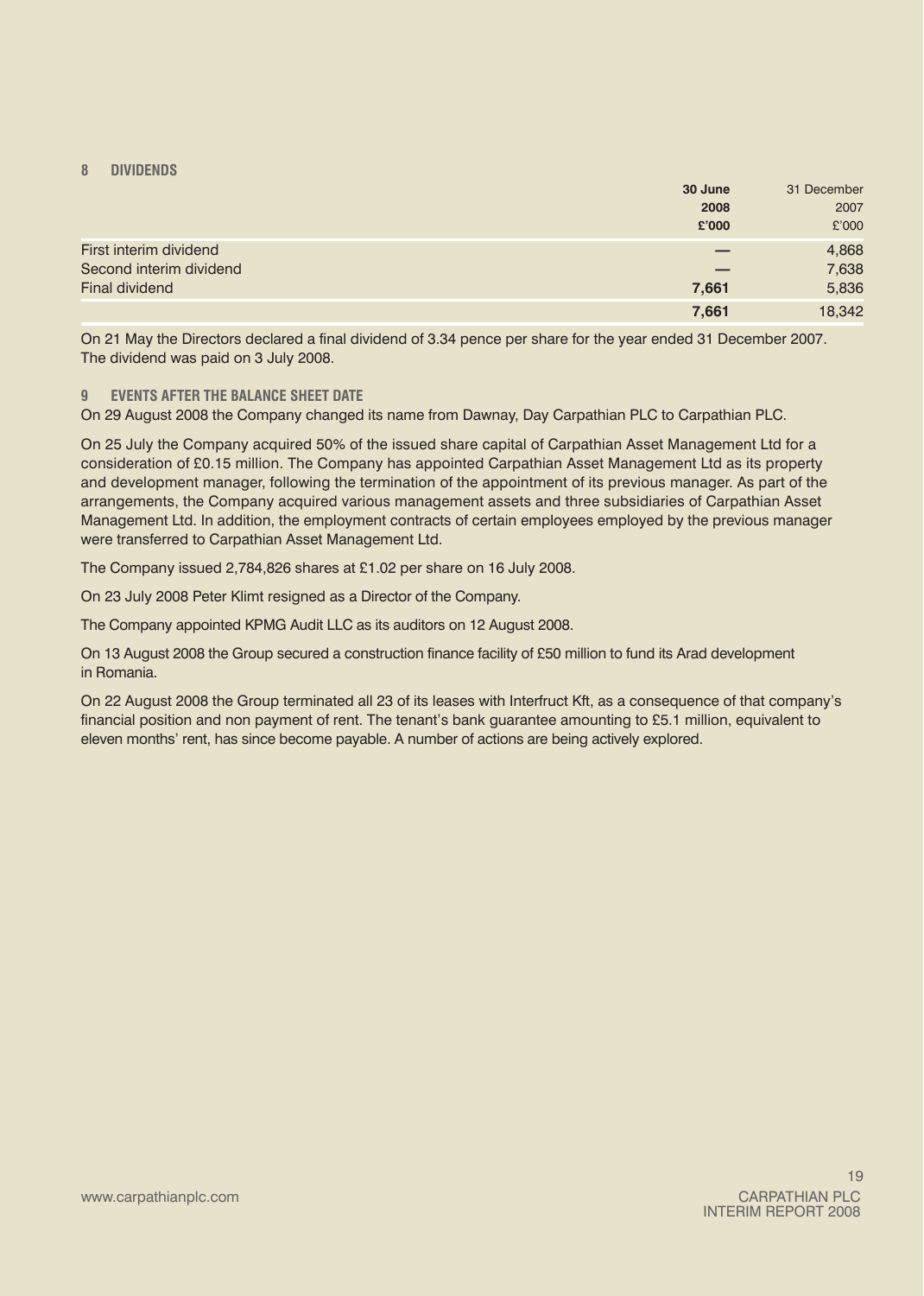## 8 DIVIDENDS

| | 30 June 2008 £'000 | 31 December 2007 £'000 |
|---|---|---|
| First interim dividend | — | 4,868 |
| Second interim dividend | — | 7,638 |
| Final dividend | **7,661** | 5,836 |
| | **7,661** | 18,342 |

On 21 May the Directors declared a final dividend of 3.34 pence per share for the year ended 31 December 2007. The dividend was paid on 3 July 2008.

## 9 EVENTS AFTER THE BALANCE SHEET DATE

On 29 August 2008 the Company changed its name from Dawnay, Day Carpathian PLC to Carpathian PLC.

On 25 July the Company acquired 50% of the issued share capital of Carpathian Asset Management Ltd for a consideration of £0.15 million. The Company has appointed Carpathian Asset Management Ltd as its property and development manager, following the termination of the appointment of its previous manager. As part of the arrangements, the Company acquired various management assets and three subsidiaries of Carpathian Asset Management Ltd. In addition, the employment contracts of certain employees employed by the previous manager were transferred to Carpathian Asset Management Ltd.

The Company issued 2,784,826 shares at £1.02 per share on 16 July 2008.

On 23 July 2008 Peter Klimt resigned as a Director of the Company.

The Company appointed KPMG Audit LLC as its auditors on 12 August 2008.

On 13 August 2008 the Group secured a construction finance facility of £50 million to fund its Arad development in Romania.

On 22 August 2008 the Group terminated all 23 of its leases with Interfruct Kft, as a consequence of that company's financial position and non payment of rent. The tenant's bank guarantee amounting to £5.1 million, equivalent to eleven months' rent, has since become payable. A number of actions are being actively explored.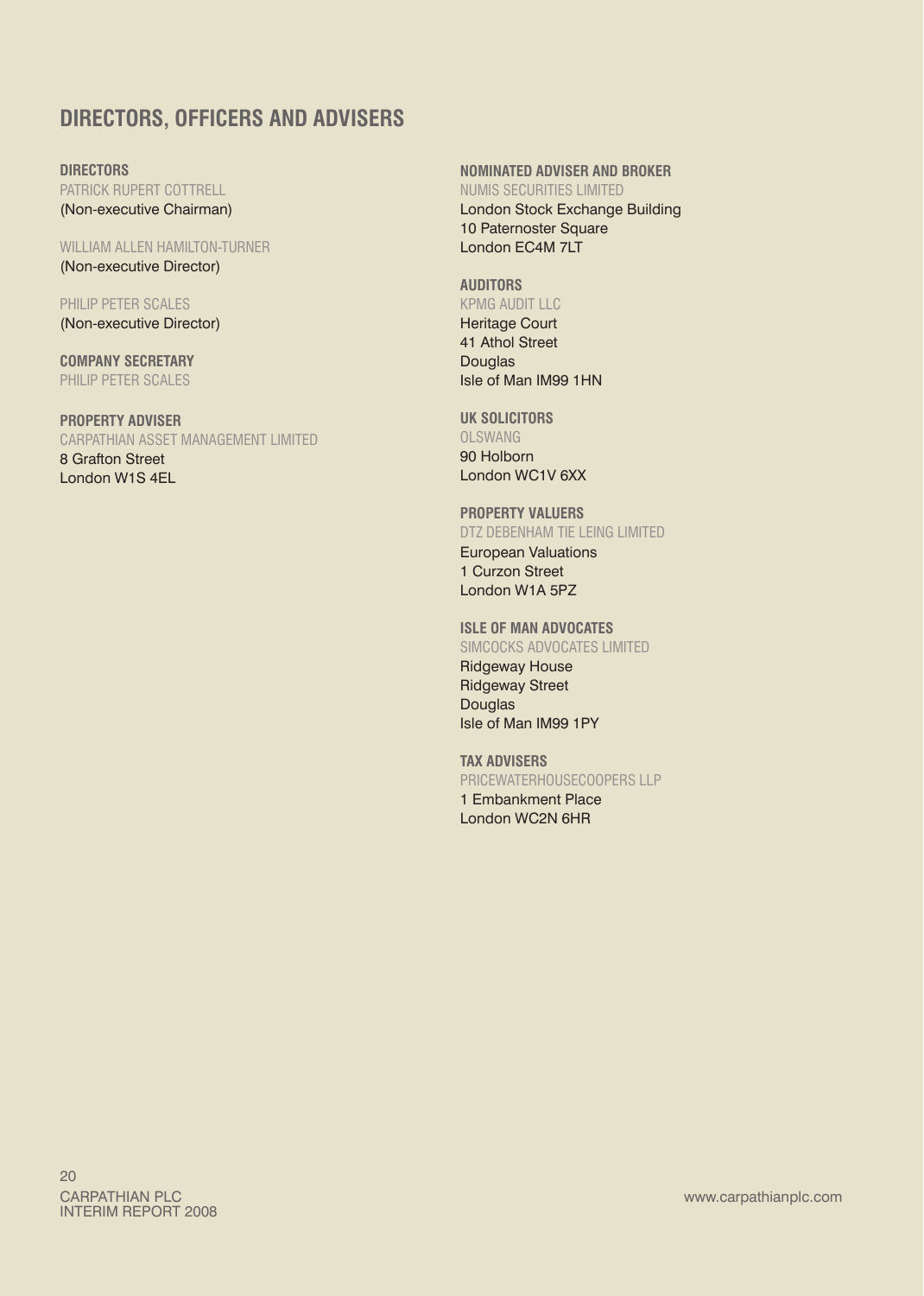# DIRECTORS, OFFICERS AND ADVISERS

### DIRECTORS

PATRICK RUPERT COTTRELL
(Non-executive Chairman)

WILLIAM ALLEN HAMILTON-TURNER
(Non-executive Director)

PHILIP PETER SCALES
(Non-executive Director)

### COMPANY SECRETARY

PHILIP PETER SCALES

### PROPERTY ADVISER

CARPATHIAN ASSET MANAGEMENT LIMITED
8 Grafton Street
London W1S 4EL

### NOMINATED ADVISER AND BROKER

NUMIS SECURITIES LIMITED
London Stock Exchange Building
10 Paternoster Square
London EC4M 7LT

### AUDITORS

KPMG AUDIT LLC
Heritage Court
41 Athol Street
Douglas
Isle of Man IM99 1HN

### UK SOLICITORS

OLSWANG
90 Holborn
London WC1V 6XX

### PROPERTY VALUERS

DTZ DEBENHAM TIE LEING LIMITED
European Valuations
1 Curzon Street
London W1A 5PZ

### ISLE OF MAN ADVOCATES

SIMCOCKS ADVOCATES LIMITED
Ridgeway House
Ridgeway Street
Douglas
Isle of Man IM99 1PY

### TAX ADVISERS

PRICEWATERHOUSECOOPERS LLP
1 Embankment Place
London WC2N 6HR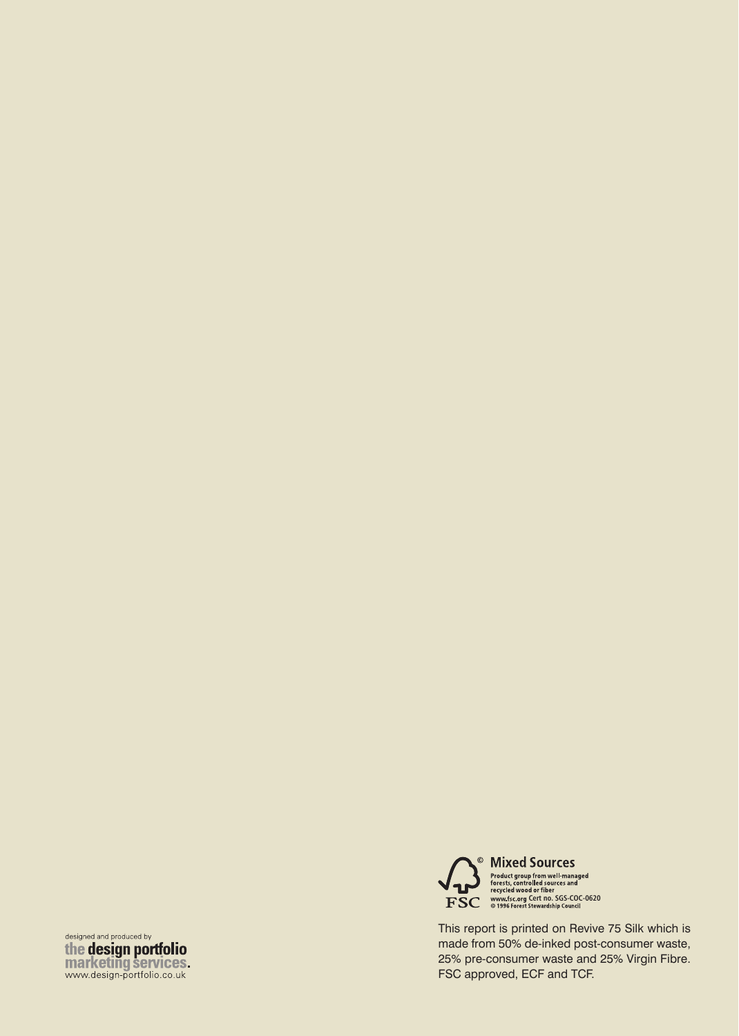**Mixed Sources**

Product group from well-managed forests, controlled sources and recycled wood or fiber
www.fsc.org Cert no. SGS-COC-0620
© 1996 Forest Stewardship Council

FSC

This report is printed on Revive 75 Silk which is made from 50% de-inked post-consumer waste, 25% pre-consumer waste and 25% Virgin Fibre. FSC approved, ECF and TCF.

designed and produced by
the design portfolio marketing services.
www.design-portfolio.co.uk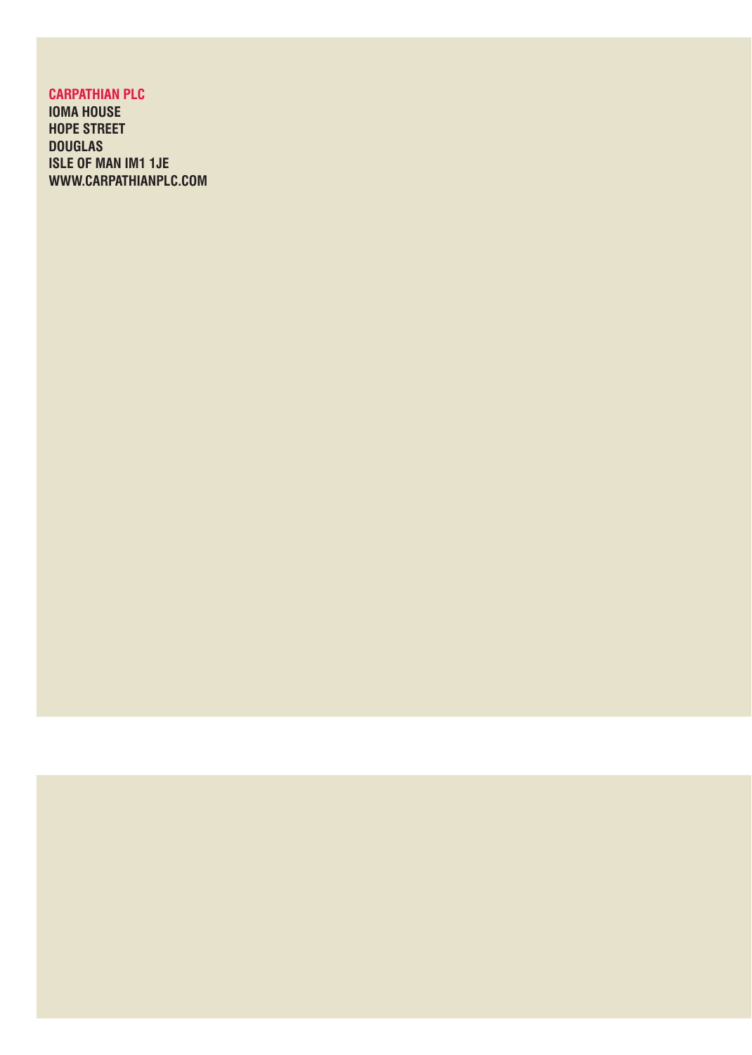**CARPATHIAN PLC**
**IOMA HOUSE**
**HOPE STREET**
**DOUGLAS**
**ISLE OF MAN IM1 1JE**
**WWW.CARPATHIANPLC.COM**